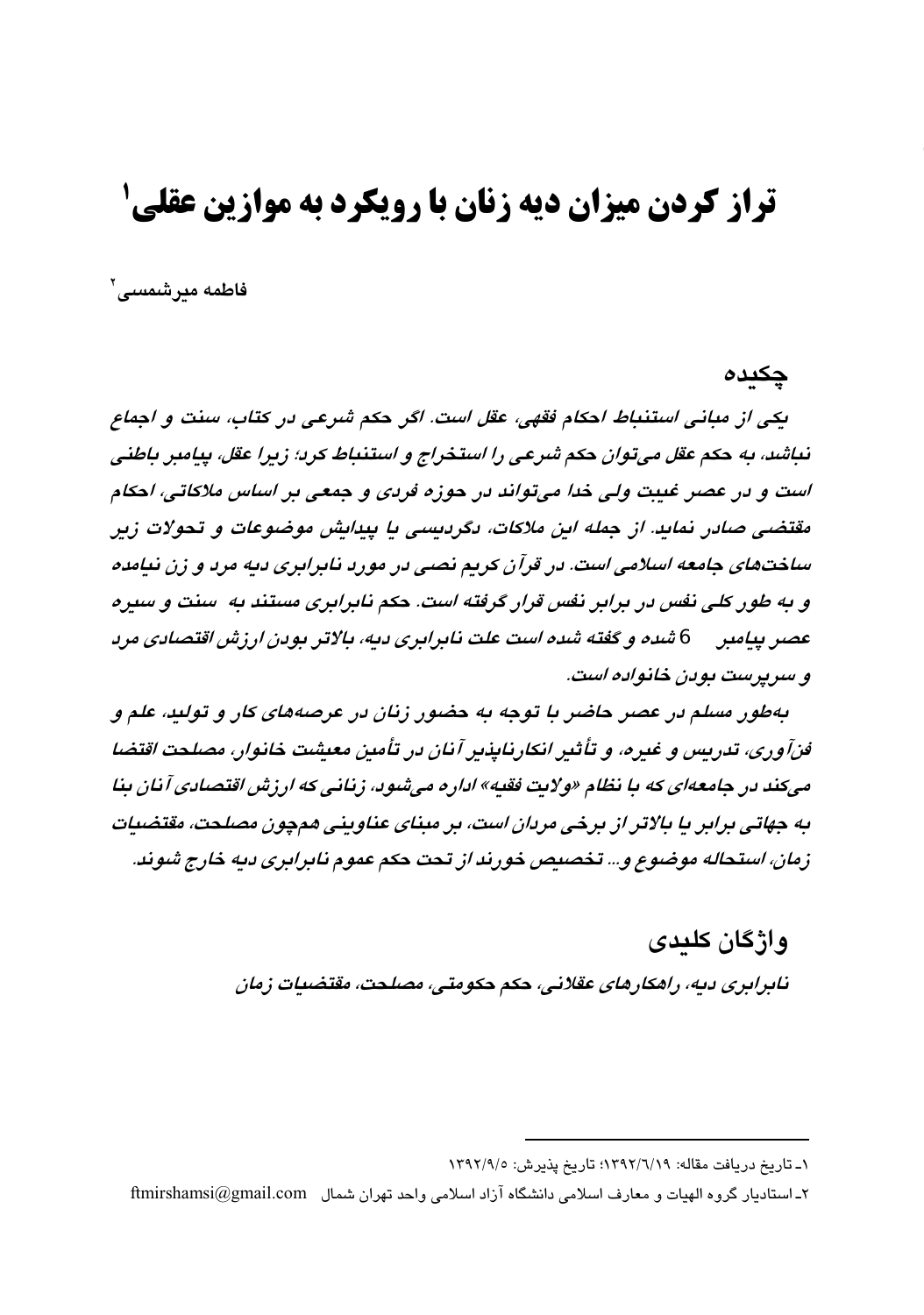# تراز کردن میزان دیه زنان با رویکرد به موازین عقلی[1]

**فاطمه میرشمسی[2]**

## چکیده

*یکی از مبانی استنباط احکام فقهی، عقل است. اگر حکم شرعی در کتاب، سنت و اجماع نباشد، به حکم عقل می‌توان حکم شرعی را استخراج و استنباط کرد؛ زیرا عقل، پیامبر باطنی است و در عصر غیبت ولی خدا می‌تواند در حوزه فردی و جمعی بر اساس ملاکاتی، احکام مقتضی صادر نماید. از جمله این ملاکات، دگردیسی یا پیدایش موضوعات و تحولات زیر ساخت‌های جامعه اسلامی است. در قرآن کریم نصی در مورد نابرابری دیه مرد و زن نیامده و به طور کلی نفس در برابر نفس قرار گرفته است. حکم نابرابری مستند به سنت و سیره عصر پیامبر 6 شده و گفته شده است علت نابرابری دیه، بالاتر بودن ارزش اقتصادی مرد و سرپرست بودن خانواده است.*

*به‌طور مسلم در عصر حاضر با توجه به حضور زنان در عرصه‌های کار و تولید، علم و فن‌آوری، تدریس و غیره، و تأثیر انکارناپذیر آنان در تأمین معیشت خانوار، مصلحت اقتضا می‌کند در جامعه‌ای که با نظام «ولایت فقیه» اداره می‌شود، زنانی که ارزش اقتصادی آنان بنا به جهاتی برابر یا بالاتر از برخی مردان است، بر مبنای عناوینی همچون مصلحت، مقتضیات زمان، استحاله موضوع و... تخصیص خورند از تحت حکم عموم نابرابری دیه خارج شوند.*

## واژگان کلیدی

*نابرابری دیه، راهکارهای عقلانی، حکم حکومتی، مصلحت، مقتضیات زمان*

---

[1] ـ تاریخ دریافت مقاله: ۱۳۹۲/٦/۱۹؛ تاریخ پذیرش: ۱۳۹۲/۹/٥

[2] ـ استادیار گروه الهیات و معارف اسلامی دانشگاه آزاد اسلامی واحد تهران شمال ftmirshamsi@gmail.com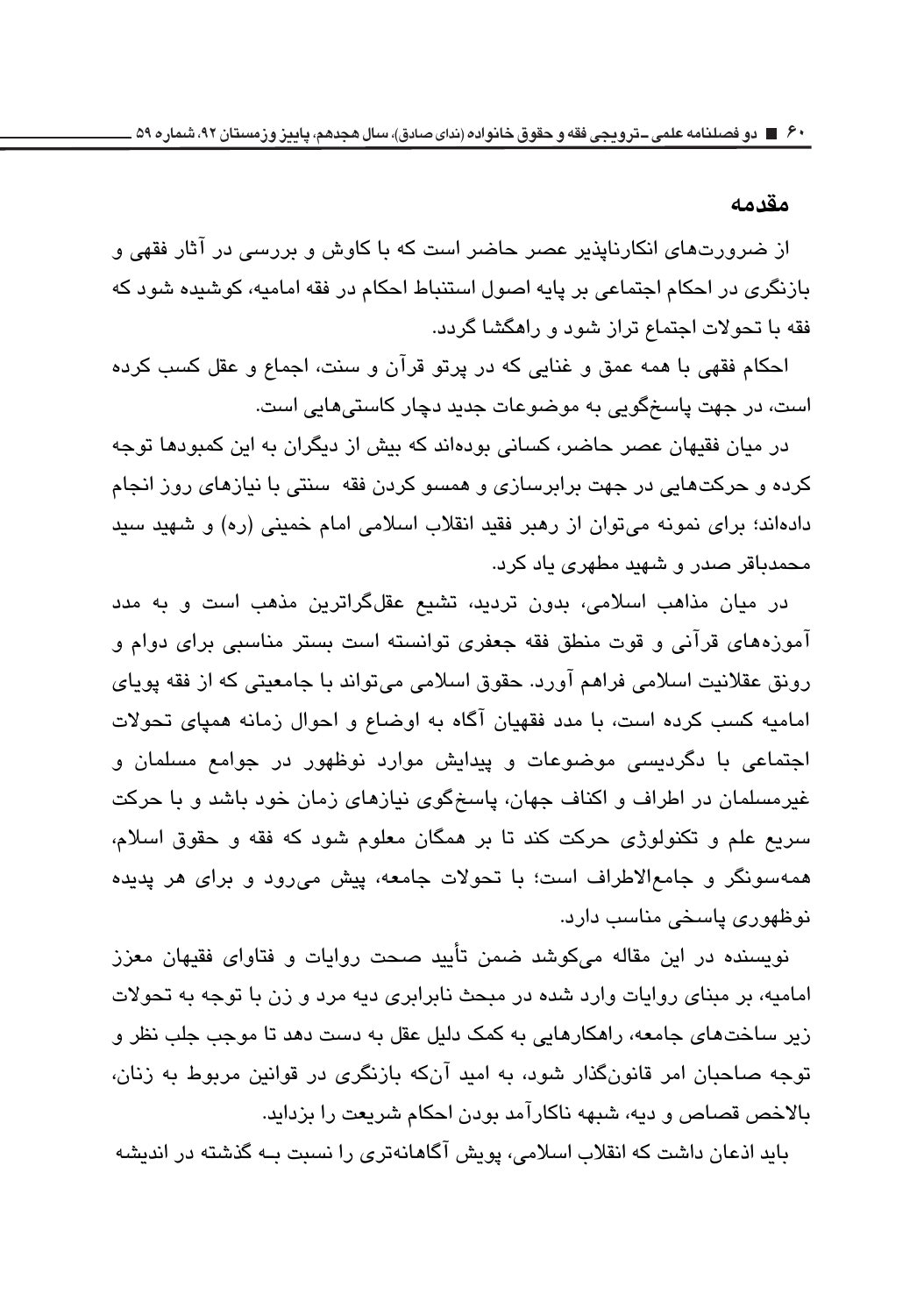## مقدمه

از ضرورت‌های انکارناپذیر عصر حاضر است که با کاوش و بررسی در آثار فقهی و بازنگری در احکام اجتماعی بر پایه اصول استنباط احکام در فقه امامیه، کوشیده شود که فقه با تحولات اجتماع تراز شود و راهگشا گردد.

احکام فقهی با همه عمق و غنایی که در پرتو قرآن و سنت، اجماع و عقل کسب کرده است، در جهت پاسخ‌گویی به موضوعات جدید دچار کاستی‌هایی است.

در میان فقیهان عصر حاضر، کسانی بوده‌اند که بیش از دیگران به این کمبودها توجه کرده و حرکت‌هایی در جهت برابرسازی و همسو کردن فقه سنتی با نیازهای روز انجام داده‌اند؛ برای نمونه می‌توان از رهبر فقید انقلاب اسلامی امام خمینی (ره) و شهید سید محمدباقر صدر و شهید مطهری یاد کرد.

در میان مذاهب اسلامی، بدون تردید، تشیع عقل‌گراترین مذهب است و به مدد آموزه‌های قرآنی و قوت منطق فقه جعفری توانسته است بستر مناسبی برای دوام و رونق عقلانیت اسلامی فراهم آورد. حقوق اسلامی می‌تواند با جامعیتی که از فقه پویای امامیه کسب کرده است، با مدد فقهیان آگاه به اوضاع و احوال زمانه همپای تحولات اجتماعی با دگردیسی موضوعات و پیدایش موارد نوظهور در جوامع مسلمان و غیرمسلمان در اطراف و اکناف جهان، پاسخ‌گوی نیازهای زمان خود باشد و با حرکت سریع علم و تکنولوژی حرکت کند تا بر همگان معلوم شود که فقه و حقوق اسلام، همه‌سونگر و جامع‌الاطراف است؛ با تحولات جامعه، پیش می‌رود و برای هر پدیده نوظهوری پاسخی مناسب دارد.

نویسنده در این مقاله می‌کوشد ضمن تأیید صحت روایات و فتاوای فقیهان معزز امامیه، بر مبنای روایات وارد شده در مبحث نابرابری دیه مرد و زن با توجه به تحولات زیر ساخت‌های جامعه، راهکارهایی به کمک دلیل عقل به دست دهد تا موجب جلب نظر و توجه صاحبان امر قانون‌گذار شود، به امید آن‌که بازنگری در قوانین مربوط به زنان، بالاخص قصاص و دیه، شبهه ناکارآمد بودن احکام شریعت را بزداید.

باید اذعان داشت که انقلاب اسلامی، پویش آگاهانه‌تری را نسبت بـه گذشته در اندیشه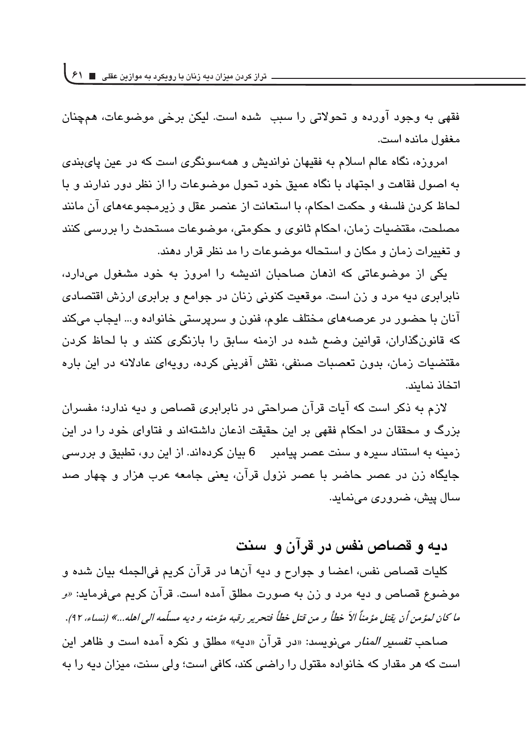فقهی به وجود آورده و تحولاتی را سبب  شده است. لیکن برخی موضوعات، همچنان مغفول مانده است.

امروزه، نگاه عالم اسلام به فقیهان نواندیش و همه‌سونگری است که در عین پای‌بندی به اصول فقاهت و اجتهاد با نگاه عمیق خود تحول موضوعات را از نظر دور ندارند و با لحاظ کردن فلسفه و حکمت احکام، با استعانت از عنصر عقل و زیرمجموعه‌های آن مانند مصلحت، مقتضیات زمان، احکام ثانوی و حکومتی، موضوعات مستحدث را بررسی کنند و تغییرات زمان و مکان و استحاله موضوعات را مد نظر قرار دهند.

یکی از موضوعاتی که اذهان صاحبان اندیشه را امروز به خود مشغول می‌دارد، نابرابری دیه مرد و زن است. موقعیت کنونی زنان در جوامع و برابری ارزش اقتصادی آنان با حضور در عرصه‌های مختلف علوم، فنون و سرپرستی خانواده و... ایجاب می‌کند که قانون‌گذاران، قوانین وضع شده در ازمنه سابق را بازنگری کنند و با لحاظ کردن مقتضیات زمان، بدون تعصبات صنفی، نقش آفرینی کرده، رویه‌ای عادلانه در این باره اتخاذ نمایند.

لازم به ذکر است که آیات قرآن صراحتی در نابرابری قصاص و دیه ندارد؛ مفسران بزرگ و محققان در احکام فقهی بر این حقیقت اذعان داشته‌اند و فتاوای خود را در این زمینه به استناد سیره و سنت عصر پیامبر 6 بیان کرده‌اند. از این رو، تطبیق و بررسی جایگاه زن در عصر حاضر با عصر نزول قرآن، یعنی جامعه عرب هزار و چهار صد سال پیش، ضروری می‌نماید.

## دیه و قصاص نفس در قرآن و سنت

کلیات قصاص نفس، اعضا و جوارح و دیه آن‌ها در قرآن کریم فی‌الجمله بیان شده و موضوع قصاص و دیه مرد و زن به صورت مطلق آمده است. قرآن کریم می‌فرماید: «*و ما کان لمؤمن أن یقتل مؤمناً الاَ خطأ و من قتل خطأ فتحریر رقبه مؤمنه و دیه مسلّمه الی اهله...*» (نساء، ۹۲).

صاحب *تفسیر المنار* می‌نویسد: «در قرآن «دیه» مطلق و نکره آمده است و ظاهر این است که هر مقدار که خانواده مقتول را راضی کند، کافی است؛ ولی سنت، میزان دیه را به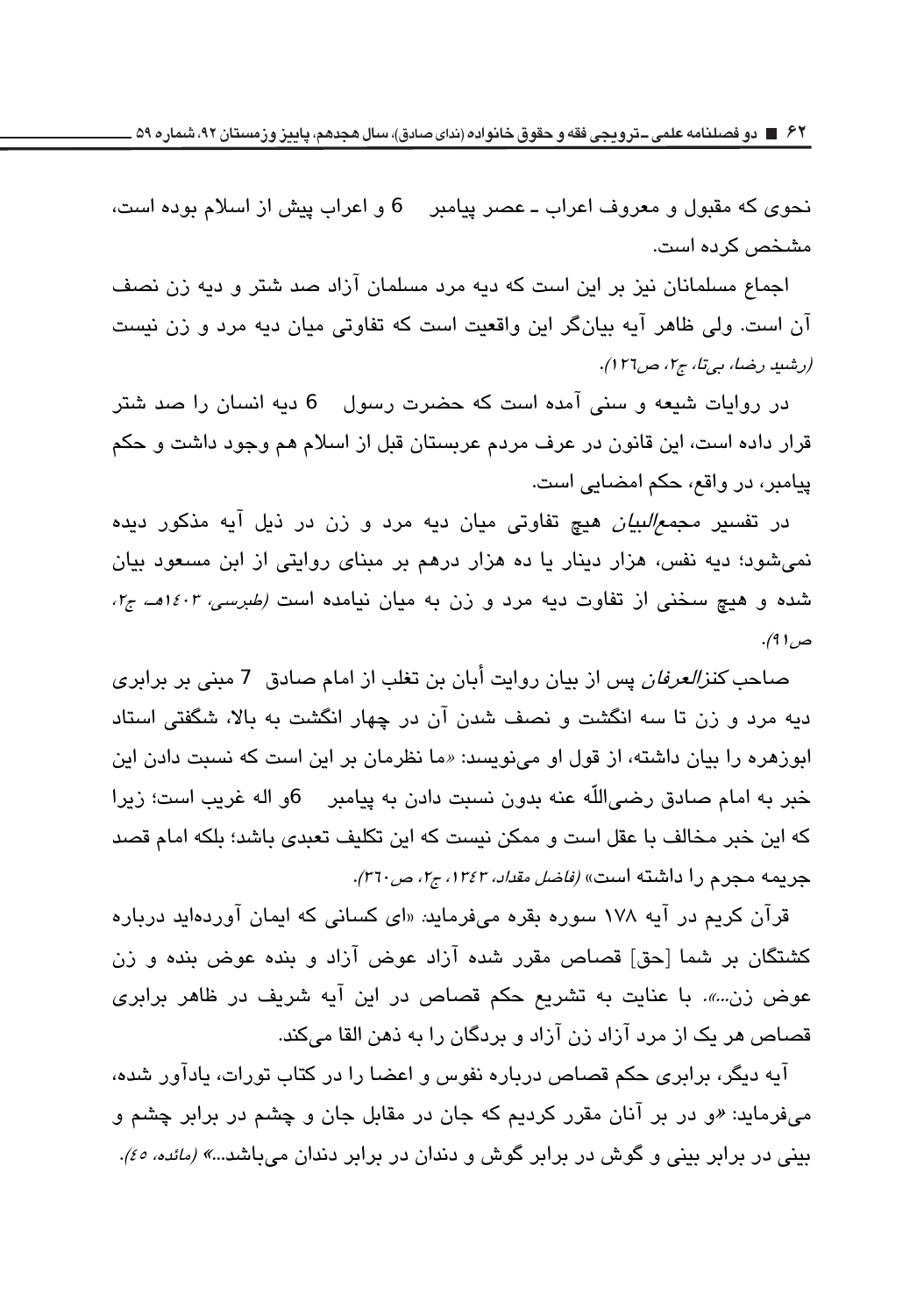نحوی که مقبول و معروف اعراب ـ عصر پیامبر 6 و اعراب پیش از اسلام بوده است، مشخص کرده است.

اجماع مسلمانان نیز بر این است که دیه مرد مسلمان آزاد صد شتر و دیه زن نصف آن است. ولی ظاهر آیه بیان‌گر این واقعیت است که تفاوتی میان دیه مرد و زن نیست *(رشید رضا، بی‌تا، ج۲، ص۱۲٦)*.

در روایات شیعه و سنی آمده است که حضرت رسول 6 دیه انسان را صد شتر قرار داده است، این قانون در عرف مردم عربستان قبل از اسلام هم وجود داشت و حکم پیامبر، در واقع، حکم امضایی است.

در تفسیر *مجمع‌البیان* هیچ تفاوتی میان دیه مرد و زن در ذیل آیه مذکور دیده نمی‌شود؛ دیه نفس، هزار دینار یا ده هزار درهم بر مبنای روایتی از ابن مسعود بیان شده و هیچ سخنی از تفاوت دیه مرد و زن به میان نیامده است *(طبرسی، ۱٤۰۳هـ ج۲، ص۹۱)*.

صاحب *کنزالعرفان* پس از بیان روایت أبان بن تغلب از امام صادق 7 مبنی بر برابری دیه مرد و زن تا سه انگشت و نصف شدن آن در چهار انگشت به بالا، شگفتی استاد ابوزهره را بیان داشته، از قول او می‌نویسد: «ما نظرمان بر این است که نسبت دادن این خبر به امام صادق رضی‌اللّه عنه بدون نسبت دادن به پیامبر 6و اله غریب است؛ زیرا که این خبر مخالف با عقل است و ممکن نیست که این تکلیف تعبدی باشد؛ بلکه امام قصد جریمه مجرم را داشته است» *(فاضل مقداد، ۱۳٤۳، ج۲، ص۳٦۰)*.

قرآن کریم در آیه ۱۷۸ سوره بقره می‌فرماید: «ای کسانی که ایمان آورده‌اید درباره کشتگان بر شما [حق] قصاص مقرر شده آزاد عوض آزاد و بنده عوض بنده و زن عوض زن...». با عنایت به تشریع حکم قصاص در این آیه شریف در ظاهر برابری قصاص هر یک از مرد آزاد زن آزاد و بردگان را به ذهن القا می‌کند.

آیه دیگر، برابری حکم قصاص درباره نفوس و اعضا را در کتاب تورات، یادآور شده، می‌فرماید: «و در بر آنان مقرر کردیم که جان در مقابل جان و چشم در برابر چشم و بینی در برابر بینی و گوش در برابر گوش و دندان در برابر دندان می‌باشد...» *(مائده، ٤٥)*.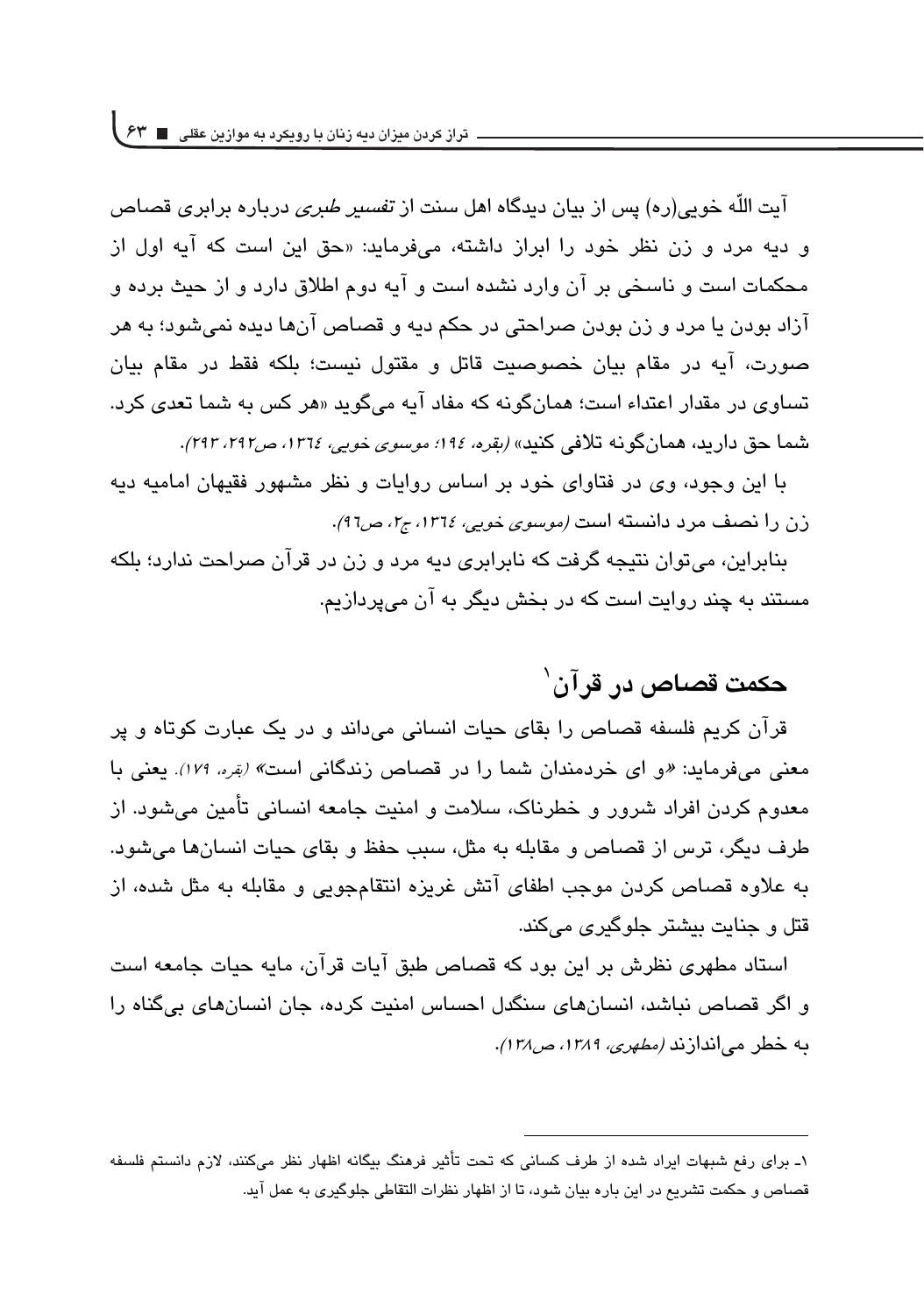آیت اللّه خویی(ره) پس از بیان دیدگاه اهل سنت از *تفسیر طبری* درباره برابری قصاص و دیه مرد و زن نظر خود را ابراز داشته، می‌فرماید: «حق این است که آیه اول از محکمات است و ناسخی بر آن وارد نشده است و آیه دوم اطلاق دارد و از حیث برده و آزاد بودن یا مرد و زن بودن صراحتی در حکم دیه و قصاص آن‌ها دیده نمی‌شود؛ به هر صورت، آیه در مقام بیان خصوصیت قاتل و مقتول نیست؛ بلکه فقط در مقام بیان تساوی در مقدار اعتداء است؛ همان‌گونه که مفاد آیه می‌گوید «هر کس به شما تعدی کرد. شما حق دارید، همان‌گونه تلافی کنید» *(بقره، ١٩٤؛ موسوی خویی، ١٣٦٤، ص٢٩٢، ٢٩٣).*

با این وجود، وی در فتاوای خود بر اساس روایات و نظر مشهور فقیهان امامیه دیه زن را نصف مرد دانسته است *(موسوی خویی، ١٣٦٤، ج٢، ص٩٦).*

بنابراین، می‌توان نتیجه گرفت که نابرابری دیه مرد و زن در قرآن صراحت ندارد؛ بلکه مستند به چند روایت است که در بخش دیگر به آن می‌پردازیم.

## حکمت قصاص در قرآن[1]

قرآن کریم فلسفه قصاص را بقای حیات انسانی می‌داند و در یک عبارت کوتاه و پر معنی می‌فرماید: «و ای خردمندان شما را در قصاص زندگانی است» *(بقره، ١٧٩)*. یعنی با معدوم کردن افراد شرور و خطرناک، سلامت و امنیت جامعه انسانی تأمین می‌شود. از طرف دیگر، ترس از قصاص و مقابله به مثل، سبب حفظ و بقای حیات انسان‌ها می‌شود. به علاوه قصاص کردن موجب اطفای آتش غریزه انتقام‌جویی و مقابله به مثل شده، از قتل و جنایت بیشتر جلوگیری می‌کند.

استاد مطهری نظرش بر این بود که قصاص طبق آیات قرآن، مایه حیات جامعه است و اگر قصاص نباشد، انسان‌های سنگدل احساس امنیت کرده، جان انسان‌های بی‌گناه را به خطر می‌اندازند *(مطهری، ١٣٨٩، ص١٣٨).*

---

١ـ برای رفع شبهات ایراد شده از طرف کسانی که تحت تأثیر فرهنگ بیگانه اظهار نظر می‌کنند، لازم دانستم فلسفه قصاص و حکمت تشریع در این باره بیان شود، تا از اظهار نظرات التقاطی جلوگیری به عمل آید.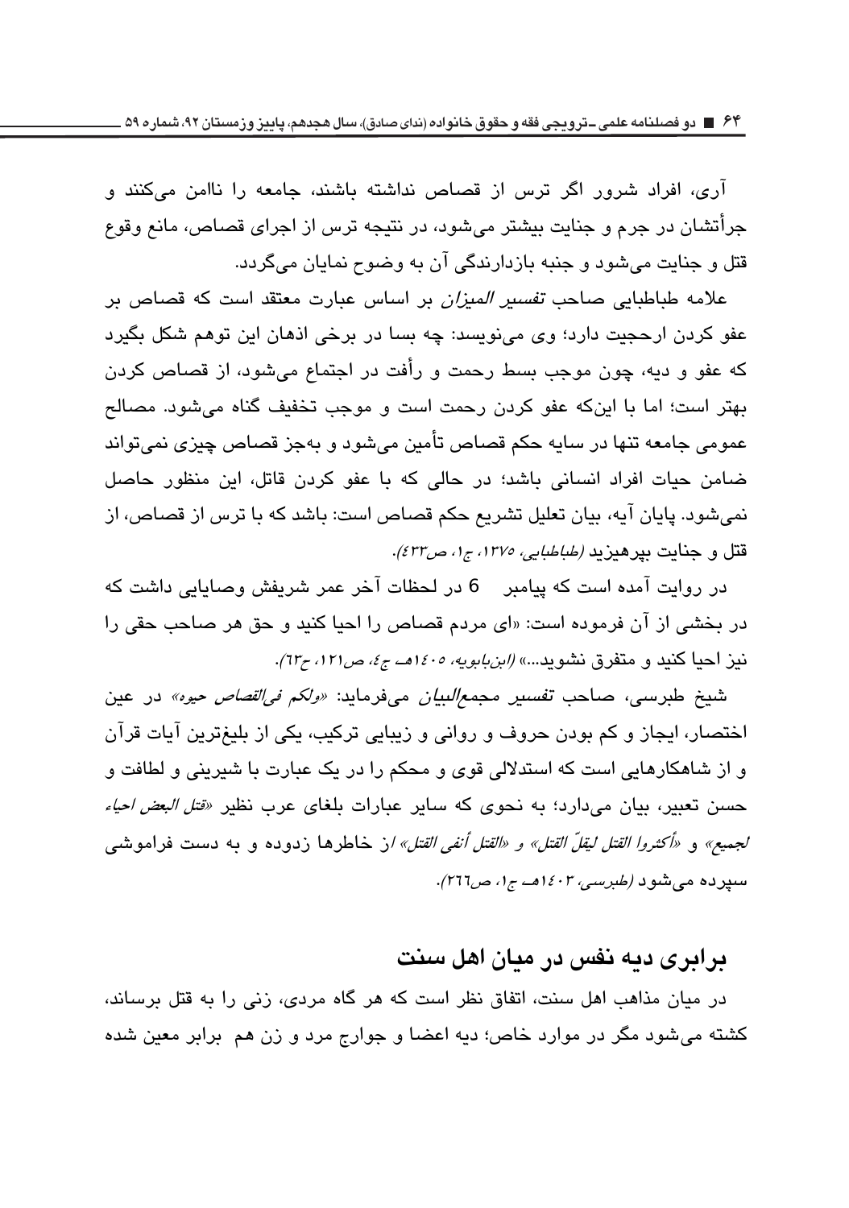آری، افراد شرور اگر ترس از قصاص نداشته باشند، جامعه را ناامن می‌کنند و جرأتشان در جرم و جنایت بیشتر می‌شود، در نتیجه ترس از اجرای قصاص، مانع وقوع قتل و جنایت می‌شود و جنبه بازدارندگی آن به وضوح نمایان می‌گردد.

علامه طباطبایی صاحب *تفسیر المیزان* بر اساس عبارت معتقد است که قصاص بر عفو کردن ارجحیت دارد؛ وی می‌نویسد: چه بسا در برخی اذهان این توهم شکل بگیرد که عفو و دیه، چون موجب بسط رحمت و رأفت در اجتماع می‌شود، از قصاص کردن بهتر است؛ اما با این‌که عفو کردن رحمت است و موجب تخفیف گناه می‌شود. مصالح عمومی جامعه تنها در سایه حکم قصاص تأمین می‌شود و به‌جز قصاص چیزی نمی‌تواند ضامن حیات افراد انسانی باشد؛ در حالی که با عفو کردن قاتل، این منظور حاصل نمی‌شود. پایان آیه، بیان تعلیل تشریع حکم قصاص است: باشد که با ترس از قصاص، از قتل و جنایت بپرهیزید *(طباطبایی، ۱۳۷۵، ج۱، ص۴۳۳).*

در روایت آمده است که پیامبر 6 در لحظات آخر عمر شریفش وصایایی داشت که در بخشی از آن فرموده است: «ای مردم قصاص را احیا کنید و حق هر صاحب حقی را نیز احیا کنید و متفرق نشوید...» *(ابن‌بابویه، ۱۴۰۵هـ ج۴، ص۱۲۱، ح۶۳).*

شیخ طبرسی، صاحب *تفسیر مجمع‌البیان* می‌فرماید: *«ولکم فی‌القصاص حیوه»* در عین اختصار، ایجاز و کم بودن حروف و روانی و زیبایی ترکیب، یکی از بلیغ‌ترین آیات قرآن و از شاهکارهایی است که استدلالی قوی و محکم را در یک عبارت با شیرینی و لطافت و حسن تعبیر، بیان می‌دارد؛ به نحوی که سایر عبارات بلغای عرب نظیر *«قتل البعض احیاء لجمیع»* و *«أكثروا القتل ليقلّ القتل»* و *«القتل أنفى القتل»* از خاطرها زدوده و به دست فراموشی سپرده می‌شود *(طبرسی، ۱۴۰۳هـ ج۱، ص۲۶۶).*

## برابری دیه نفس در میان اهل سنت

در میان مذاهب اهل سنت، اتفاق نظر است که هر گاه مردی، زنی را به قتل برساند، کشته می‌شود مگر در موارد خاص؛ دیه اعضا و جوارح مرد و زن هم برابر معین شده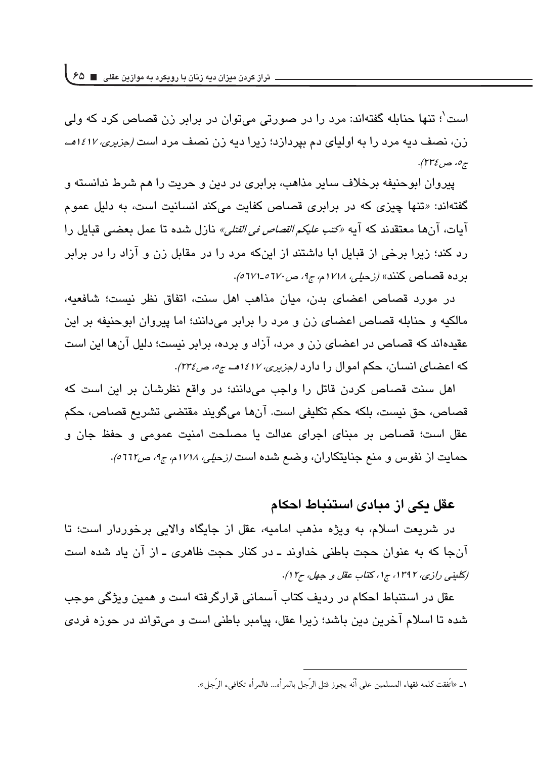است[1]؛ تنها حنابله گفته‌اند: مرد را در صورتی می‌توان در برابر زن قصاص کرد که ولی زن، نصف دیه مرد را به اولیای دم بپردازد؛ زیرا دیه زن نصف مرد است *(جزیری، ۱۴۱۷هـ ج۵، ص۲۳۴).*

پیروان ابوحنیفه برخلاف سایر مذاهب، برابری در دین و حریت را هم شرط ندانسته و گفته‌اند: «تنها چیزی که در برابری قصاص کفایت می‌کند انسانیت است، به دلیل عموم آیات، آن‌ها معتقدند که آیه *«کتب علیکم القصاص فی القتلی»* نازل شده تا عمل بعضی قبایل را رد کند؛ زیرا برخی از قبایل ابا داشتند از اینکه مرد را در مقابل زن و آزاد را در برابر برده قصاص کنند» *(زحیلی، ۱۷۱۸م، ج۹، ص۵۶۷۰-۵۶۷۱).*

در مورد قصاص اعضای بدن، میان مذاهب اهل سنت، اتفاق نظر نیست؛ شافعیه، مالکیه و حنابله قصاص اعضای زن و مرد را برابر می‌دانند؛ اما پیروان ابوحنیفه بر این عقیده‌اند که قصاص در اعضای زن و مرد، آزاد و برده، برابر نیست؛ دلیل آن‌ها این است که اعضای انسان، حکم اموال را دارد *(جزیری، ۱۴۱۷هـ ج۵، ص۲۳۴).*

اهل سنت قصاص کردن قاتل را واجب می‌دانند؛ در واقع نظرشان بر این است که قصاص، حق نیست، بلکه حکم تکلیفی است. آن‌ها می‌گویند مقتضی تشریع قصاص، حکم عقل است؛ قصاص بر مبنای اجرای عدالت یا مصلحت امنیت عمومی و حفظ جان و حمایت از نفوس و منع جنایتکاران، وضع شده است *(زحیلی، ۱۷۱۸م، ج۹، ص۵۶۶۲).*

## عقل یکی از مبادی استنباط احکام

در شریعت اسلام، به ویژه مذهب امامیه، عقل از جایگاه والایی برخوردار است؛ تا آن‌جا که به عنوان حجت باطنی خداوند ـ در کنار حجت ظاهری ـ از آن یاد شده است *(کلینی رازی، ۱۳۹۲، ج۱، کتاب عقل و جهل، ح۱۲).*

عقل در استنباط احکام در ردیف کتاب آسمانی قرارگرفته است و همین ویژگی موجب شده تا اسلام آخرین دین باشد؛ زیرا عقل، پیامبر باطنی است و می‌تواند در حوزه فردی

---

۱ـ «اتّفقت کلمه فقهاء المسلمین علی أنّه یجوز قتل الرّجل بالمرأه... فالمرأه تکافیء الرّجل».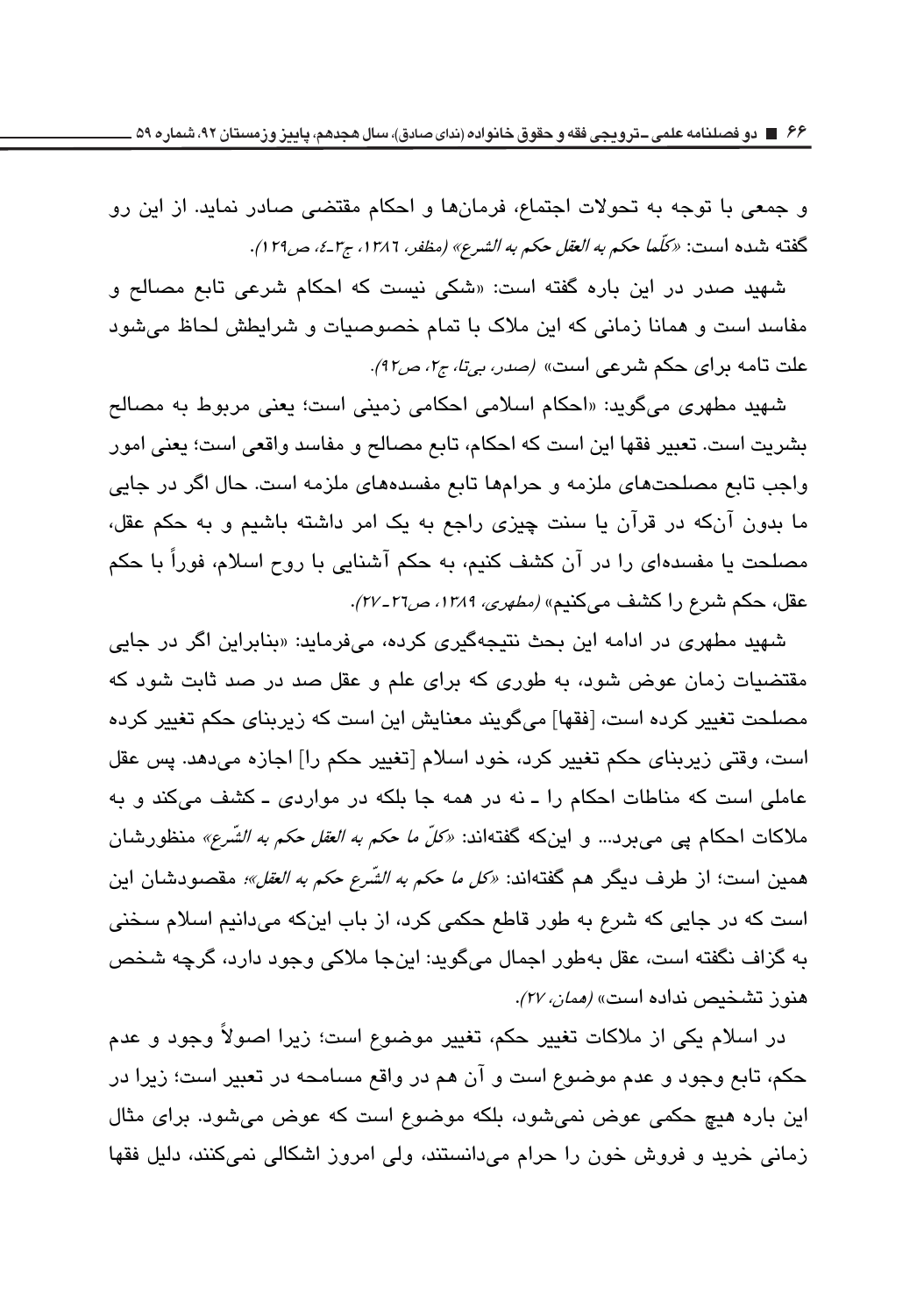و جمعی با توجه به تحولات اجتماع، فرمان‌ها و احکام مقتضی صادر نماید. از این رو گفته شده است: *«کلّما حکم به العقل حکم به الشرع»* *(مظفر، ۱۳۸۶، ج۳-٤، ص۱۲۹)*.

شهید صدر در این باره گفته است: «شکی نیست که احکام شرعی تابع مصالح و مفاسد است و همانا زمانی که این ملاک با تمام خصوصیات و شرایطش لحاظ می‌شود علت تامه برای حکم شرعی است» *(صدر، بی‌تا، ج۲، ص۹۲)*.

شهید مطهری می‌گوید: «احکام اسلامی احکامی زمینی است؛ یعنی مربوط به مصالح بشریت است. تعبیر فقها این است که احکام، تابع مصالح و مفاسد واقعی است؛ یعنی امور واجب تابع مصلحت‌های ملزمه و حرام‌ها تابع مفسده‌های ملزمه است. حال اگر در جایی ما بدون آن‌که در قرآن یا سنت چیزی راجع به یک امر داشته باشیم و به حکم عقل، مصلحت یا مفسده‌ای را در آن کشف کنیم، به حکم آشنایی با روح اسلام، فوراً با حکم عقل، حکم شرع را کشف می‌کنیم» *(مطهری، ۱۳۸۹، ص۲۶-۲۷)*.

شهید مطهری در ادامه این بحث نتیجه‌گیری کرده، می‌فرماید: «بنابراین اگر در جایی مقتضیات زمان عوض شود، به طوری که برای علم و عقل صد در صد ثابت شود که مصلحت تغییر کرده است، [فقها] می‌گویند معنایش این است که زیربنای حکم تغییر کرده است، وقتی زیربنای حکم تغییر کرد، خود اسلام [تغییر حکم را] اجازه می‌دهد. پس عقل عاملی است که مناطات احکام را ـ نه در همه جا بلکه در مواردی ـ کشف می‌کند و به ملاکات احکام پی می‌برد... و این‌که گفته‌اند: *«کلّ ما حکم به العقل حکم به الشّرع»* منظورشان همین است؛ از طرف دیگر هم گفته‌اند: *«کل ما حکم به الشّرع حکم به العقل»*؛ مقصودشان این است که در جایی که شرع به طور قاطع حکمی کرد، از باب این‌که می‌دانیم اسلام سخنی به گزاف نگفته است، عقل به‌طور اجمال می‌گوید: این‌جا ملاکی وجود دارد، گرچه شخص هنوز تشخیص نداده است» *(همان، ۲۷)*.

در اسلام یکی از ملاکات تغییر حکم، تغییر موضوع است؛ زیرا اصولاً وجود و عدم حکم، تابع وجود و عدم موضوع است و آن هم در واقع مسامحه در تعبیر است؛ زیرا در این باره هیچ حکمی عوض نمی‌شود، بلکه موضوع است که عوض می‌شود. برای مثال زمانی خرید و فروش خون را حرام می‌دانستند، ولی امروز اشکالی نمی‌کنند، دلیل فقها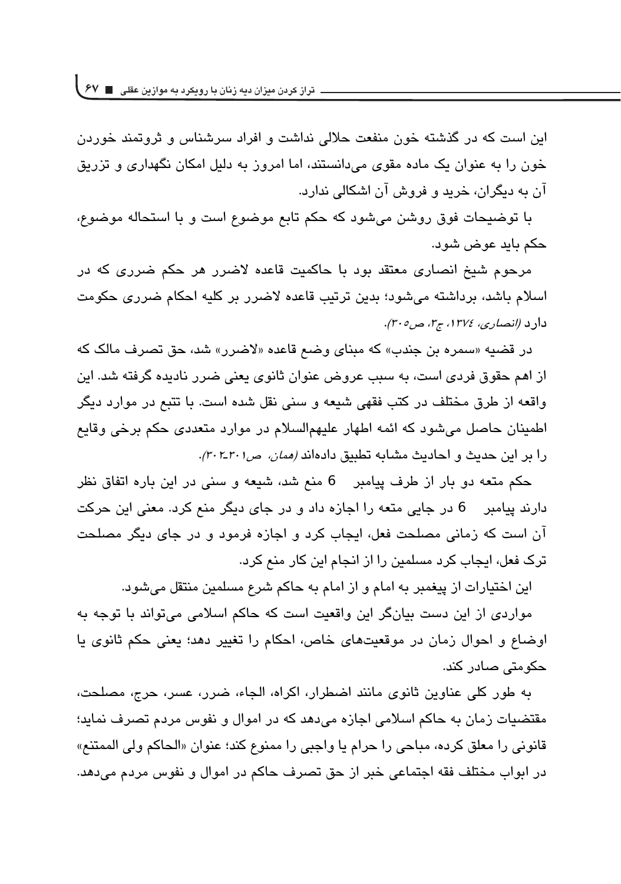این است که در گذشته خون منفعت حلالی نداشت و افراد سرشناس و ثروتمند خوردن خون را به عنوان یک ماده مقوی می‌دانستند، اما امروز به دلیل امکان نگهداری و تزریق آن به دیگران، خرید و فروش آن اشکالی ندارد.

با توضیحات فوق روشن می‌شود که حکم تابع موضوع است و با استحاله موضوع، حکم باید عوض شود.

مرحوم شیخ انصاری معتقد بود با حاکمیت قاعده لاضرر هر حکم ضرری که در اسلام باشد، برداشته می‌شود؛ بدین ترتیب قاعده لاضرر بر کلیه احکام ضرری حکومت دارد *(انصاری، ۱۳۷٤، ج۳، ص۳۰۵)*.

در قضیه «سمره بن جندب» که مبنای وضع قاعده «لاضرر» شد، حق تصرف مالک که از اهم حقوق فردی است، به سبب عروض عنوان ثانوی یعنی ضرر نادیده گرفته شد. این واقعه از طرق مختلف در کتب فقهی شیعه و سنی نقل شده است. با تتبع در موارد دیگر اطمینان حاصل می‌شود که ائمه اطهار علیهم‌السلام در موارد متعددی حکم برخی وقایع را بر این حدیث و احادیث مشابه تطبیق داده‌اند *(همان، ص۳۰۱-۳۰۲)*.

حکم متعه دو بار از طرف پیامبر 6 منع شد، شیعه و سنی در این باره اتفاق نظر دارند پیامبر 6 در جایی متعه را اجازه داد و در جای دیگر منع کرد. معنی این حرکت آن است که زمانی مصلحت فعل، ایجاب کرد و اجازه فرمود و در جای دیگر مصلحت ترک فعل، ایجاب کرد مسلمین را از انجام این کار منع کرد.

این اختیارات از پیغمبر به امام و از امام به حاکم شرع مسلمین منتقل می‌شود.

مواردی از این دست بیان‌گر این واقعیت است که حاکم اسلامی می‌تواند با توجه به اوضاع و احوال زمان در موقعیت‌های خاص، احکام را تغییر دهد؛ یعنی حکم ثانوی یا حکومتی صادر کند.

به طور کلی عناوین ثانوی مانند اضطرار، اکراه، الجاء، ضرر، عسر، حرج، مصلحت، مقتضیات زمان به حاکم اسلامی اجازه می‌دهد که در اموال و نفوس مردم تصرف نماید؛ قانونی را معلق کرده، مباحی را حرام یا واجبی را ممنوع کند؛ عنوان «الحاکم ولی الممتنع» در ابواب مختلف فقه اجتماعی خبر از حق تصرف حاکم در اموال و نفوس مردم می‌دهد.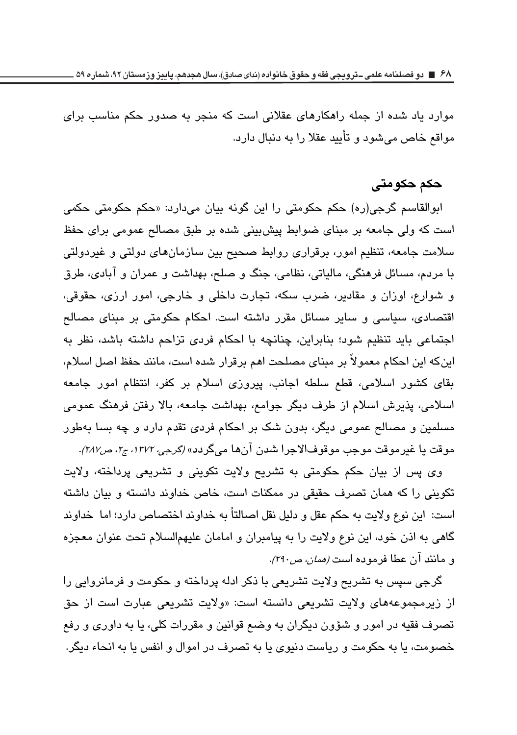موارد یاد شده از جمله راهکارهای عقلانی است که منجر به صدور حکم مناسب برای مواقع خاص می‌شود و تأیید عقلا را به دنبال دارد.

## حکم حکومتی

ابوالقاسم گرجی(ره) حکم حکومتی را این گونه بیان می‌دارد: «حکم حکومتی حکمی است که ولی جامعه بر مبنای ضوابط پیش‌بینی شده بر طبق مصالح عمومی برای حفظ سلامت جامعه، تنظیم امور، برقراری روابط صحیح بین سازمان‌های دولتی و غیردولتی با مردم، مسائل فرهنگی، مالیاتی، نظامی، جنگ و صلح، بهداشت و عمران و آبادی، طرق و شوارع، اوزان و مقادیر، ضرب سکه، تجارت داخلی و خارجی، امور ارزی، حقوقی، اقتصادی، سیاسی و سایر مسائل مقرر داشته است. احکام حکومتی بر مبنای مصالح اجتماعی باید تنظیم شود؛ بنابراین، چنانچه با احکام فردی تزاحم داشته باشد، نظر به این‌که این احکام معمولاً بر مبنای مصلحت اهم برقرار شده است، مانند حفظ اصل اسلام، بقای کشور اسلامی، قطع سلطه اجانب، پیروزی اسلام بر کفر، انتظام امور جامعه اسلامی، پذیرش اسلام از طرف دیگر جوامع، بهداشت جامعه، بالا رفتن فرهنگ عمومی مسلمین و مصالح عمومی دیگر، بدون شک بر احکام فردی تقدم دارد و چه بسا به‌طور موقت یا غیرموقت موجب موقوف‌الاجرا شدن آن‌ها می‌گردد» *(گرجی، ۱۳۷۲، ج۲، ص۲۸۷)*.

وی پس از بیان حکم حکومتی به تشریح ولایت تکوینی و تشریعی پرداخته، ولایت تکوینی را که همان تصرف حقیقی در ممکنات است، خاص خداوند دانسته و بیان داشته است: این نوع ولایت به حکم عقل و دلیل نقل اصالتاً به خداوند اختصاص دارد؛ اما خداوند گاهی به اذن خود، این نوع ولایت را به پیامبران و امامان علیهم‌السلام تحت عنوان معجزه و مانند آن عطا فرموده است *(همان، ص۲۹۰)*.

گرجی سپس به تشریح ولایت تشریعی با ذکر ادله پرداخته و حکومت و فرمانروایی را از زیرمجموعه‌های ولایت تشریعی دانسته است: «ولایت تشریعی عبارت است از حق تصرف فقیه در امور و شؤون دیگران به وضع قوانین و مقررات کلی، یا به داوری و رفع خصومت، یا به حکومت و ریاست دنیوی یا به تصرف در اموال و انفس یا به انحاء دیگر.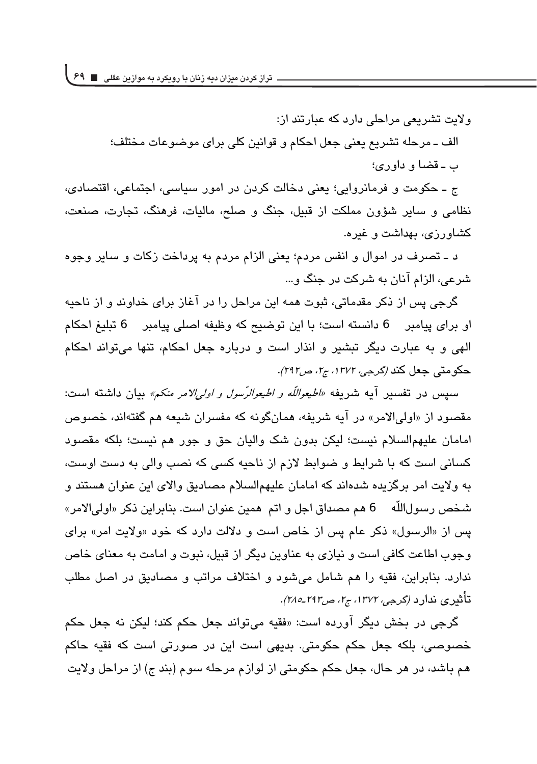ولایت تشریعی مراحلی دارد که عبارتند از:

الف ـ مرحله تشریع یعنی جعل احکام و قوانین کلی برای موضوعات مختلف؛

ب ـ قضا و داوری؛

ج ـ حکومت و فرمانروایی؛ یعنی دخالت کردن در امور سیاسی، اجتماعی، اقتصادی، نظامی و سایر شؤون مملکت از قبیل، جنگ و صلح، مالیات، فرهنگ، تجارت، صنعت، کشاورزی، بهداشت و غیره.

د ـ تصرف در اموال و انفس مردم؛ یعنی الزام مردم به پرداخت زکات و سایر وجوه شرعی، الزام آنان به شرکت در جنگ و...

گرجی پس از ذکر مقدماتی، ثبوت همه این مراحل را در آغاز برای خداوند و از ناحیه او برای پیامبر 6 دانسته است؛ با این توضیح که وظیفه اصلی پیامبر 6 تبلیغ احکام الهی و به عبارت دیگر تبشیر و انذار است و درباره جعل احکام، تنها می‌تواند احکام حکومتی جعل کند *(گرجی، ۱۳۷۲، ج۲، ص۲۹۲)*.

سپس در تفسیر آیه شریفه *«اطیعواللّه و اطیعوالرّسول و اولی‌الامر منکم»* بیان داشته است: مقصود از «اولی‌الامر» در آیه شریفه، همان‌گونه که مفسران شیعه هم گفته‌اند، خصوص امامان علیهم‌السلام نیست؛ لیکن بدون شک والیان حق و جور هم نیست؛ بلکه مقصود کسانی است که با شرایط و ضوابط لازم از ناحیه کسی که نصب والی به دست اوست، به ولایت امر برگزیده شده‌اند که امامان علیهم‌السلام مصادیق والای این عنوان هستند و شخص رسول‌اللّه 6 هم مصداق اجل و اتم همین عنوان است. بنابراین ذکر «اولی‌الامر» پس از «الرسول» ذکر عام پس از خاص است و دلالت دارد که خود «ولایت امر» برای وجوب اطاعت کافی است و نیازی به عناوین دیگر از قبیل، نبوت و امامت به معنای خاص ندارد. بنابراین، فقیه را هم شامل می‌شود و اختلاف مراتب و مصادیق در اصل مطلب تأثیری ندارد *(گرجی، ۱۳۷۲، ج۲، ص۲۹۳ـ۲۸۵)*.

گرجی در بخش دیگر آورده است: «فقیه می‌تواند جعل حکم کند؛ لیکن نه جعل حکم خصوصی، بلکه جعل حکم حکومتی. بدیهی است این در صورتی است که فقیه حاکم هم باشد، در هر حال، جعل حکم حکومتی از لوازم مرحله سوم (بند ج) از مراحل ولایت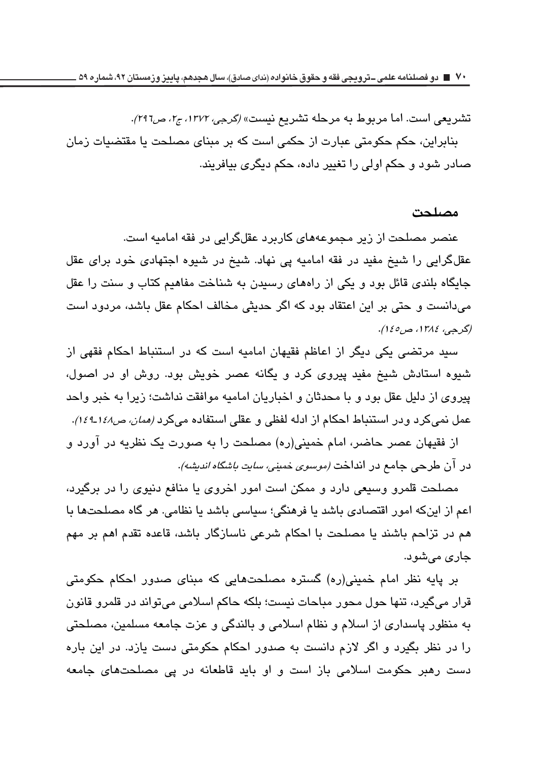تشریعی است. اما مربوط به مرحله تشریع نیست» *(گرجی، ۱۳۷۲، ج۲، ص۲۹٦)*.

بنابراین، حکم حکومتی عبارت از حکمی است که بر مبنای مصلحت یا مقتضیات زمان صادر شود و حکم اولی را تغییر داده، حکم دیگری بیافریند.

## مصلحت

عنصر مصلحت از زیر مجموعه‌های کاربرد عقل‌گرایی در فقه امامیه است.

عقل‌گرایی را شیخ مفید در فقه امامیه پی نهاد. شیخ در شیوه اجتهادی خود برای عقل جایگاه بلندی قائل بود و یکی از راه‌های رسیدن به شناخت مفاهیم کتاب و سنت را عقل می‌دانست و حتی بر این اعتقاد بود که اگر حدیثی مخالف احکام عقل باشد، مردود است *(گرجی، ۱۳۸٤، ص۱٤٥)*.

سید مرتضی یکی دیگر از اعاظم فقیهان امامیه است که در استنباط احکام فقهی از شیوه استادش شیخ مفید پیروی کرد و یگانه عصر خویش بود. روش او در اصول، پیروی از دلیل عقل بود و با محدثان و اخباریان امامیه موافقت نداشت؛ زیرا به خبر واحد عمل نمی‌کرد ودر استنباط احکام از ادله لفظی و عقلی استفاده می‌کرد *(همان، ص۱٤۸-۱٤۹)*.

از فقیهان عصر حاضر، امام خمینی(ره) مصلحت را به صورت یک نظریه در آورد و در آن طرحی جامع در انداخت *(موسوی خمینی، سایت باشگاه اندیشه)*.

مصلحت قلمرو وسیعی دارد و ممکن است امور اخروی یا منافع دنیوی را در برگیرد، اعم از اینکه امور اقتصادی باشد یا فرهنگی؛ سیاسی باشد یا نظامی. هر گاه مصلحت‌ها با هم در تزاحم باشند یا مصلحت با احکام شرعی ناسازگار باشد، قاعده تقدم اهم بر مهم جاری می‌شود.

بر پایه نظر امام خمینی(ره) گستره مصلحت‌هایی که مبنای صدور احکام حکومتی قرار می‌گیرد، تنها حول محور مباحات نیست؛ بلکه حاکم اسلامی می‌تواند در قلمرو قانون به منظور پاسداری از اسلام و نظام اسلامی و بالندگی و عزت جامعه مسلمین، مصلحتی را در نظر بگیرد و اگر لازم دانست به صدور احکام حکومتی دست یازد. در این باره دست رهبر حکومت اسلامی باز است و او باید قاطعانه در پی مصلحت‌های جامعه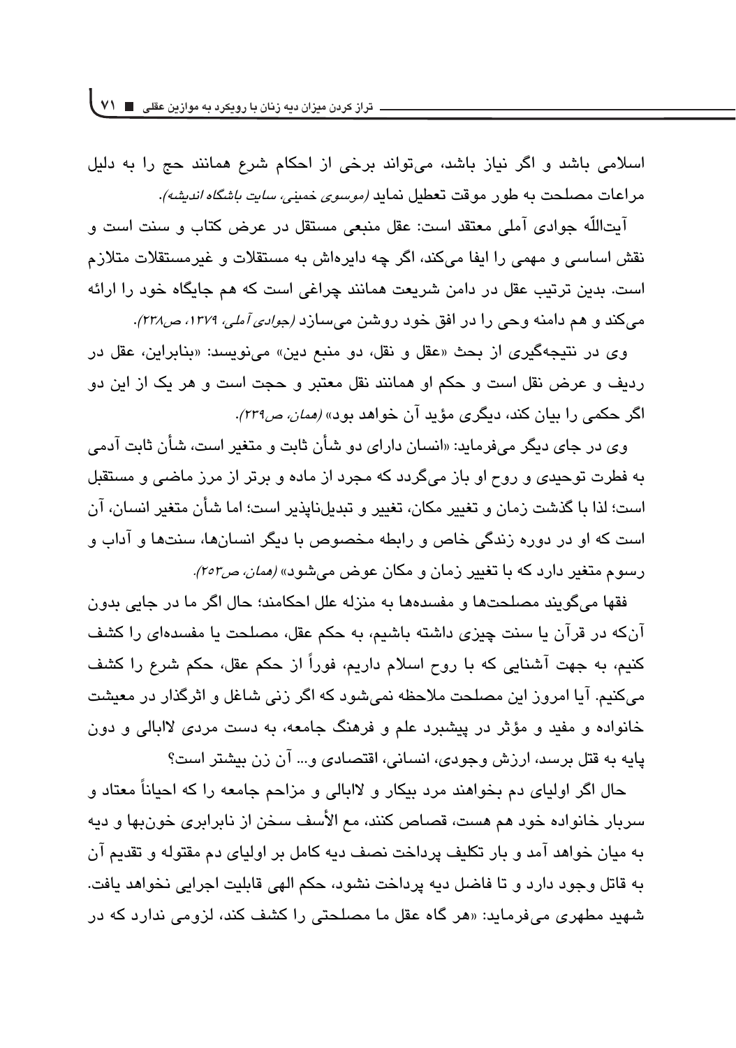اسلامی باشد و اگر نیاز باشد، می‌تواند برخی از احکام شرع همانند حج را به دلیل مراعات مصلحت به طور موقت تعطیل نماید *(موسوی خمینی، سایت باشگاه اندیشه)*.

آیت‌اللّه جوادی آملی معتقد است: عقل منبعی مستقل در عرض کتاب و سنت است و نقش اساسی و مهمی را ایفا می‌کند، اگر چه دایره‌اش به مستقلات و غیرمستقلات متلازم است. بدین ترتیب عقل در دامن شریعت همانند چراغی است که هم جایگاه خود را ارائه می‌کند و هم دامنه وحی را در افق خود روشن می‌سازد *(جوادی آملی، ۱۳۷۹، ص۲۳۸)*.

وی در نتیجه‌گیری از بحث «عقل و نقل، دو منبع دین» می‌نویسد: «بنابراین، عقل در ردیف و عرض نقل است و حکم او همانند نقل معتبر و حجت است و هر یک از این دو اگر حکمی را بیان کند، دیگری مؤید آن خواهد بود» *(همان، ص۲۳۹)*.

وی در جای دیگر می‌فرماید: «انسان دارای دو شأن ثابت و متغیر است، شأن ثابت آدمی به فطرت توحیدی و روح او باز می‌گردد که مجرد از ماده و برتر از مرز ماضی و مستقبل است؛ لذا با گذشت زمان و تغییر مکان، تغییر و تبدیل‌ناپذیر است؛ اما شأن متغیر انسان، آن است که او در دوره زندگی خاص و رابطه مخصوص با دیگر انسان‌ها، سنت‌ها و آداب و رسوم متغیر دارد که با تغییر زمان و مکان عوض می‌شود» *(همان، ص۲۵۳)*.

فقها می‌گویند مصلحت‌ها و مفسده‌ها به منزله علل احکامند؛ حال اگر ما در جایی بدون آن‌که در قرآن یا سنت چیزی داشته باشیم، به حکم عقل، مصلحت یا مفسده‌ای را کشف کنیم، به جهت آشنایی که با روح اسلام داریم، فوراً از حکم عقل، حکم شرع را کشف می‌کنیم. آیا امروز این مصلحت ملاحظه نمی‌شود که اگر زنی شاغل و اثرگذار در معیشت خانواده و مفید و مؤثر در پیشبرد علم و فرهنگ جامعه، به دست مردی لاابالی و دون پایه به قتل برسد، ارزش وجودی، انسانی، اقتصادی و... آن زن بیشتر است؟

حال اگر اولیای دم بخواهند مرد بیکار و لاابالی و مزاحم جامعه را که احیاناً معتاد و سربار خانواده خود هم هست، قصاص کنند، مع الأسف سخن از نابرابری خون‌بها و دیه به میان خواهد آمد و بار تکلیف پرداخت نصف دیه کامل بر اولیای دم مقتوله و تقدیم آن به قاتل وجود دارد و تا فاضل دیه پرداخت نشود، حکم الهی قابلیت اجرایی نخواهد یافت. شهید مطهری می‌فرماید: «هر گاه عقل ما مصلحتی را کشف کند، لزومی ندارد که در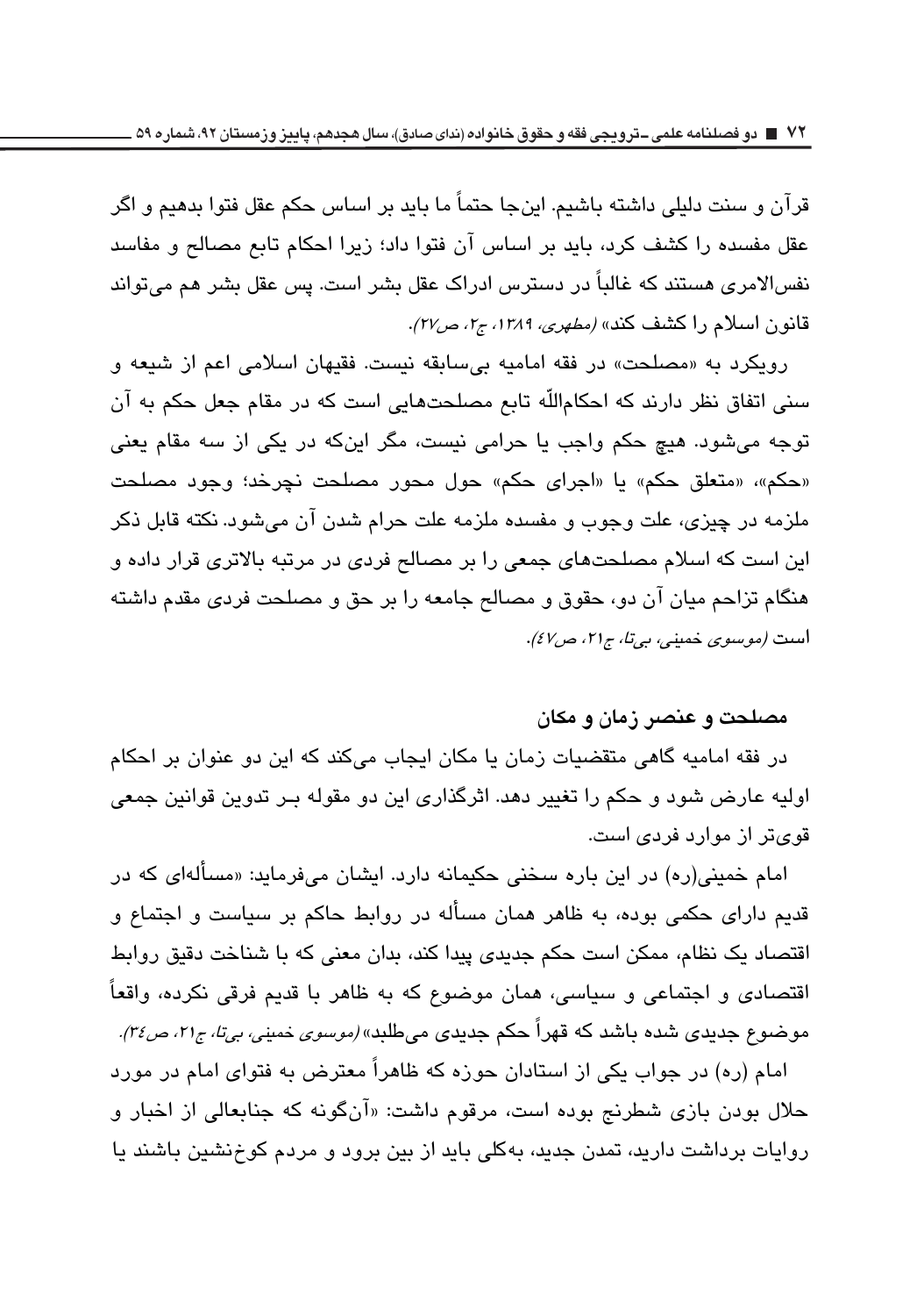قرآن و سنت دلیلی داشته باشیم. این‌جا حتماً ما باید بر اساس حکم عقل فتوا بدهیم و اگر عقل مفسده را کشف کرد، باید بر اساس آن فتوا داد؛ زیرا احکام تابع مصالح و مفاسد نفس‌الامری هستند که غالباً در دسترس ادراک عقل بشر است. پس عقل بشر هم می‌تواند قانون اسلام را کشف کند» *(مطهری، ۱۳۸۹، ج۲، ص۲۷)*.

رویکرد به «مصلحت» در فقه امامیه بی‌سابقه نیست. فقیهان اسلامی اعم از شیعه و سنی اتفاق نظر دارند که احکام‌اللّه تابع مصلحت‌هایی است که در مقام جعل حکم به آن توجه می‌شود. هیچ حکم واجب یا حرامی نیست، مگر این‌که در یکی از سه مقام یعنی «حکم»، «متعلق حکم» یا «اجرای حکم» حول محور مصلحت نچرخد؛ وجود مصلحت ملزمه در چیزی، علت وجوب و مفسده ملزمه علت حرام شدن آن می‌شود. نکته قابل ذکر این است که اسلام مصلحت‌های جمعی را بر مصالح فردی در مرتبه بالاتری قرار داده و هنگام تزاحم میان آن دو، حقوق و مصالح جامعه را بر حق و مصلحت فردی مقدم داشته است *(موسوی خمینی، بی‌تا، ج۲۱، ص۴۷)*.

### مصلحت و عنصر زمان و مکان

در فقه امامیه گاهی متقضیات زمان یا مکان ایجاب می‌کند که این دو عنوان بر احکام اولیه عارض شود و حکم را تغییر دهد. اثرگذاری این دو مقوله بـر تدوین قوانین جمعی قوی‌تر از موارد فردی است.

امام خمینی(ره) در این باره سخنی حکیمانه دارد. ایشان می‌فرماید: «مسأله‌ای که در قدیم دارای حکمی بوده، به ظاهر همان مسأله در روابط حاکم بر سیاست و اجتماع و اقتصاد یک نظام، ممکن است حکم جدیدی پیدا کند، بدان معنی که با شناخت دقیق روابط اقتصادی و اجتماعی و سیاسی، همان موضوع که به ظاهر با قدیم فرقی نکرده، واقعاً موضوع جدیدی شده باشد که قهراً حکم جدیدی می‌طلبد» *(موسوی خمینی، بی‌تا، ج۲۱، ص۳۴)*.

امام (ره) در جواب یکی از استادان حوزه که ظاهراً معترض به فتوای امام در مورد حلال بودن بازی شطرنج بوده است، مرقوم داشت: «آن‌گونه که جنابعالی از اخبار و روایات برداشت دارید، تمدن جدید، به‌کلی باید از بین برود و مردم کوخ‌نشین باشند یا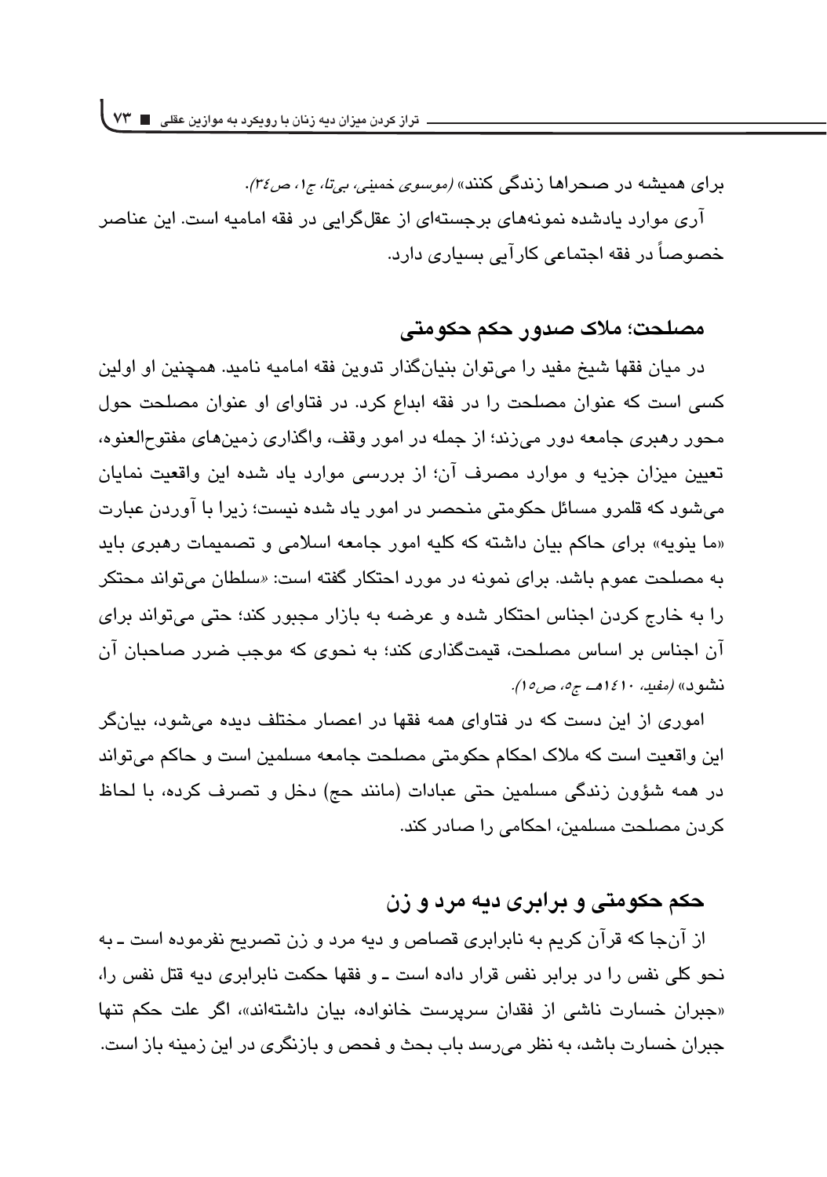برای همیشه در صحراها زندگی کنند» *(موسوی خمینی، بی‌تا، ج۱، ص۳٤)*.

آری موارد یادشده نمونه‌های برجسته‌ای از عقل‌گرایی در فقه امامیه است. این عناصر خصوصاً در فقه اجتماعی کارآیی بسیاری دارد.

## مصلحت؛ ملاک صدور حکم حکومتی

در میان فقها شیخ مفید را می‌توان بنیان‌گذار تدوین فقه امامیه نامید. همچنین او اولین کسی است که عنوان مصلحت را در فقه ابداع کرد. در فتاوای او عنوان مصلحت حول محور رهبری جامعه دور می‌زند؛ از جمله در امور وقف، واگذاری زمین‌های مفتوح‌العنوه، تعیین میزان جزیه و موارد مصرف آن؛ از بررسی موارد یاد شده این واقعیت نمایان می‌شود که قلمرو مسائل حکومتی منحصر در امور یاد شده نیست؛ زیرا با آوردن عبارت «ما ینویه» برای حاکم بیان داشته که کلیه امور جامعه اسلامی و تصمیمات رهبری باید به مصلحت عموم باشد. برای نمونه در مورد احتکار گفته است: «سلطان می‌تواند محتکر را به خارج کردن اجناس احتکار شده و عرضه به بازار مجبور کند؛ حتی می‌تواند برای آن اجناس بر اساس مصلحت، قیمت‌گذاری کند؛ به نحوی که موجب ضرر صاحبان آن نشود» *(مفید، ۱٤۱۰هـ، ج٥، ص١٥)*.

اموری از این دست که در فتاوای همه فقها در اعصار مختلف دیده می‌شود، بیان‌گر این واقعیت است که ملاک احکام حکومتی مصلحت جامعه مسلمین است و حاکم می‌تواند در همه شؤون زندگی مسلمین حتی عبادات (مانند حج) دخل و تصرف کرده، با لحاظ کردن مصلحت مسلمین، احکامی را صادر کند.

## حکم حکومتی و برابری دیه مرد و زن

از آن‌جا که قرآن کریم به نابرابری قصاص و دیه مرد و زن تصریح نفرموده است ـ به نحو کلی نفس را در برابر نفس قرار داده است ـ و فقها حکمت نابرابری دیه قتل نفس را، «جبران خسارت ناشی از فقدان سرپرست خانواده، بیان داشته‌اند»، اگر علت حکم تنها جبران خسارت باشد، به نظر می‌رسد باب بحث و فحص و بازنگری در این زمینه باز است.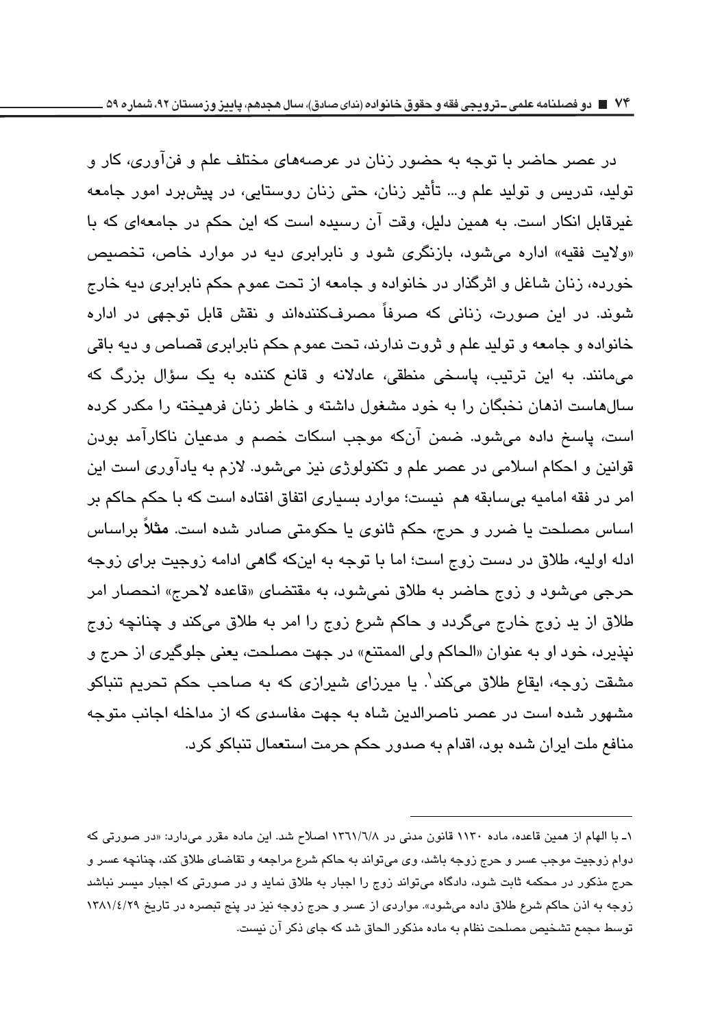در عصر حاضر با توجه به حضور زنان در عرصه‌های مختلف علم و فن‌آوری، کار و تولید، تدریس و تولید علم و... تأثیر زنان، حتی زنان روستایی، در پیش‌برد امور جامعه غیرقابل انکار است. به همین دلیل، وقت آن رسیده است که این حکم در جامعه‌ای که با «ولایت فقیه» اداره می‌شود، بازنگری شود و نابرابری دیه در موارد خاص، تخصیص خورده، زنان شاغل و اثرگذار در خانواده و جامعه از تحت عموم حکم نابرابری دیه خارج شوند. در این صورت، زنانی که صرفاً مصرف‌کننده‌اند و نقش قابل توجهی در اداره خانواده و جامعه و تولید علم و ثروت ندارند، تحت عموم حکم نابرابری قصاص و دیه باقی می‌مانند. به این ترتیب، پاسخی منطقی، عادلانه و قانع کننده به یک سؤال بزرگ که سال‌هاست اذهان نخبگان را به خود مشغول داشته و خاطر زنان فرهیخته را مکدر کرده است، پاسخ داده می‌شود. ضمن آن‌که موجب اسکات خصم و مدعیان ناکارآمد بودن قوانین و احکام اسلامی در عصر علم و تکنولوژی نیز می‌شود. لازم به یادآوری است این امر در فقه امامیه بی‌سابقه هم نیست؛ موارد بسیاری اتفاق افتاده است که با حکم حاکم بر اساس مصلحت یا ضرر و حرج، حکم ثانوی یا حکومتی صادر شده است. **مثلاً** براساس ادله اولیه، طلاق در دست زوج است؛ اما با توجه به این‌که گاهی ادامه زوجیت برای زوجه حرجی می‌شود و زوج حاضر به طلاق نمی‌شود، به مقتضای «قاعده لاحرج» انحصار امر طلاق از ید زوج خارج می‌گردد و حاکم شرع زوج را امر به طلاق می‌کند و چنانچه زوج نپذیرد، خود او به عنوان «الحاکم ولی الممتنع» در جهت مصلحت، یعنی جلوگیری از حرج و مشقت زوجه، ایقاع طلاق می‌کند[1]. یا میرزای شیرازی که به صاحب حکم تحریم تنباکو مشهور شده است در عصر ناصرالدین شاه به جهت مفاسدی که از مداخله اجانب متوجه منافع ملت ایران شده بود، اقدام به صدور حکم حرمت استعمال تنباکو کرد.

---

۱ـ با الهام از همین قاعده، ماده ۱۱۳۰ قانون مدنی در ۱۳۶۱/۶/۸ اصلاح شد. این ماده مقرر می‌دارد: «در صورتی که دوام زوجیت موجب عسر و حرج زوجه باشد، وی می‌تواند به حاکم شرع مراجعه و تقاضای طلاق کند، چنانچه عسر و حرج مذکور در محکمه ثابت شود، دادگاه می‌تواند زوج را اجبار به طلاق نماید و در صورتی که اجبار میسر نباشد زوجه به اذن حاکم شرع طلاق داده می‌شود». مواردی از عسر و حرج زوجه نیز در پنج تبصره در تاریخ ۱۳۸۱/۴/۲۹ توسط مجمع تشخیص مصلحت نظام به ماده مذکور الحاق شد که جای ذکر آن نیست.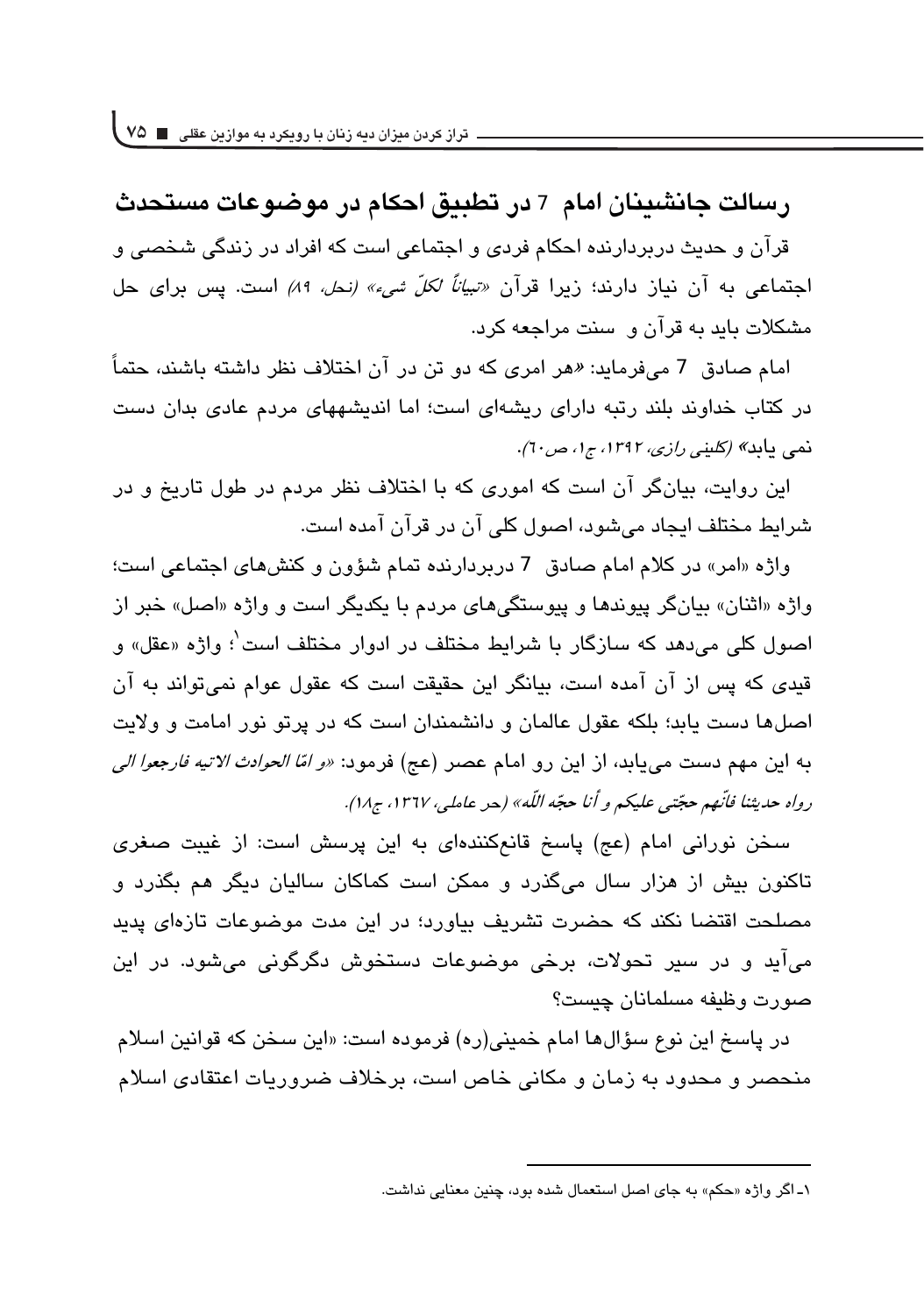## رسالت جانشینان امام ۷ در تطبیق احکام در موضوعات مستحدث

قرآن و حدیث دربردارنده احکام فردی و اجتماعی است که افراد در زندگی شخصی و اجتماعی به آن نیاز دارند؛ زیرا قرآن *«تبیاناً لکلّ شیء» (نحل، ۸۹)* است. پس برای حل مشکلات باید به قرآن و سنت مراجعه کرد.

امام صادق ۷ می‌فرماید: «هر امری که دو تن در آن اختلاف نظر داشته باشند، حتماً در کتاب خداوند بلند رتبه دارای ریشه‌ای است؛ اما اندیشههای مردم عادی بدان دست نمی یابد» *(کلینی رازی، ۱۳۹۲، ج۱، ص۶۰)*.

این روایت، بیان‌گر آن است که اموری که با اختلاف نظر مردم در طول تاریخ و در شرایط مختلف ایجاد می‌شود، اصول کلی آن در قرآن آمده است.

واژه «امر» در کلام امام صادق ۷ دربردارنده تمام شؤون و کنش‌های اجتماعی است؛ واژه «اثنان» بیان‌گر پیوندها و پیوستگی‌های مردم با یکدیگر است و واژه «اصل» خبر از اصول کلی می‌دهد که سازگار با شرایط مختلف در ادوار مختلف است[1]؛ واژه «عقل» و قیدی که پس از آن آمده است، بیانگر این حقیقت است که عقول عوام نمی‌تواند به آن اصل‌ها دست یابد؛ بلکه عقول عالمان و دانشمندان است که در پرتو نور امامت و ولایت به این مهم دست می‌یابد، از این رو امام عصر (عج) فرمود: *«و امّا الحوادث الاتیه فارجعوا الی رواه حدیثنا فانّهم حجّتی علیکم و أنا حجّه اللّه» (حر عاملی، ۱۳۶۷، ج۱۸)*.

سخن نورانی امام (عج) پاسخ قانع‌کننده‌ای به این پرسش است: از غیبت صغری تاکنون بیش از هزار سال می‌گذرد و ممکن است کماکان سالیان دیگر هم بگذرد و مصلحت اقتضا نکند که حضرت تشریف بیاورد؛ در این مدت موضوعات تازه‌ای پدید می‌آید و در سیر تحولات، برخی موضوعات دستخوش دگرگونی می‌شود. در این صورت وظیفه مسلمانان چیست؟

در پاسخ این نوع سؤال‌ها امام خمینی(ره) فرموده است: «این سخن که قوانین اسلام منحصر و محدود به زمان و مکانی خاص است، برخلاف ضروریات اعتقادی اسلام

---

۱ـ اگر واژه «حکم» به جای اصل استعمال شده بود، چنین معنایی نداشت.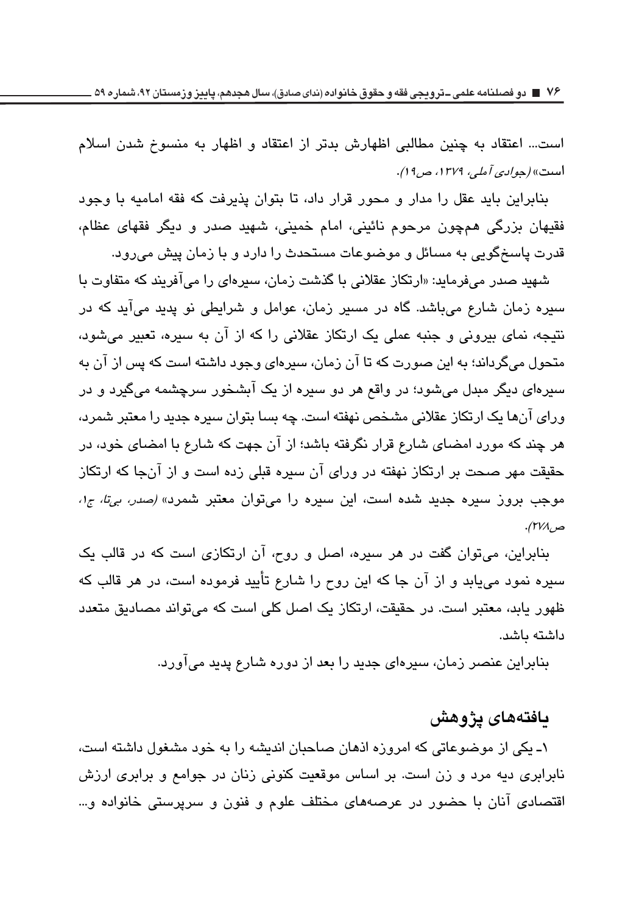است... اعتقاد به چنین مطالبی اظهارش بدتر از اعتقاد و اظهار به منسوخ شدن اسلام است» *(جوادی آملی، ۱۳۷۹، ص۱۹)*.

بنابراین باید عقل را مدار و محور قرار داد، تا بتوان پذیرفت که فقه امامیه با وجود فقیهان بزرگی همچون مرحوم نائینی، امام خمینی، شهید صدر و دیگر فقهای عظام، قدرت پاسخگویی به مسائل و موضوعات مستحدث را دارد و با زمان پیش می‌رود.

شهید صدر می‌فرماید: «ارتکاز عقلانی با گذشت زمان، سیره‌ای را می‌آفریند که متفاوت با سیره زمان شارع می‌باشد. گاه در مسیر زمان، عوامل و شرایطی نو پدید می‌آید که در نتیجه، نمای بیرونی و جنبه عملی یک ارتکاز عقلانی را که از آن به سیره، تعبیر می‌شود، متحول می‌گرداند؛ به این صورت که تا آن زمان، سیره‌ای وجود داشته است که پس از آن به سیره‌ای دیگر مبدل می‌شود؛ در واقع هر دو سیره از یک آبشخور سرچشمه می‌گیرد و در ورای آن‌ها یک ارتکاز عقلانی مشخص نهفته است. چه بسا بتوان سیره جدید را معتبر شمرد، هر چند که مورد امضای شارع قرار نگرفته باشد؛ از آن جهت که شارع با امضای خود، در حقیقت مهر صحت بر ارتکاز نهفته در ورای آن سیره قبلی زده است و از آن‌جا که ارتکاز موجب بروز سیره جدید شده است، این سیره را می‌توان معتبر شمرد» *(صدر، بی‌تا، ج۱، ص۲۷۸)*.

بنابراین، می‌توان گفت در هر سیره، اصل و روح، آن ارتکازی است که در قالب یک سیره نمود می‌یابد و از آن جا که این روح را شارع تأیید فرموده است، در هر قالب که ظهور یابد، معتبر است. در حقیقت، ارتکاز یک اصل کلی است که می‌تواند مصادیق متعدد داشته باشد.

بنابراین عنصر زمان، سیره‌ای جدید را بعد از دوره شارع پدید می‌آورد.

## یافته‌های پژوهش

۱ـ یکی از موضوعاتی که امروزه اذهان صاحبان اندیشه را به خود مشغول داشته است، نابرابری دیه مرد و زن است. بر اساس موقعیت کنونی زنان در جوامع و برابری ارزش اقتصادی آنان با حضور در عرصه‌های مختلف علوم و فنون و سرپرستی خانواده و...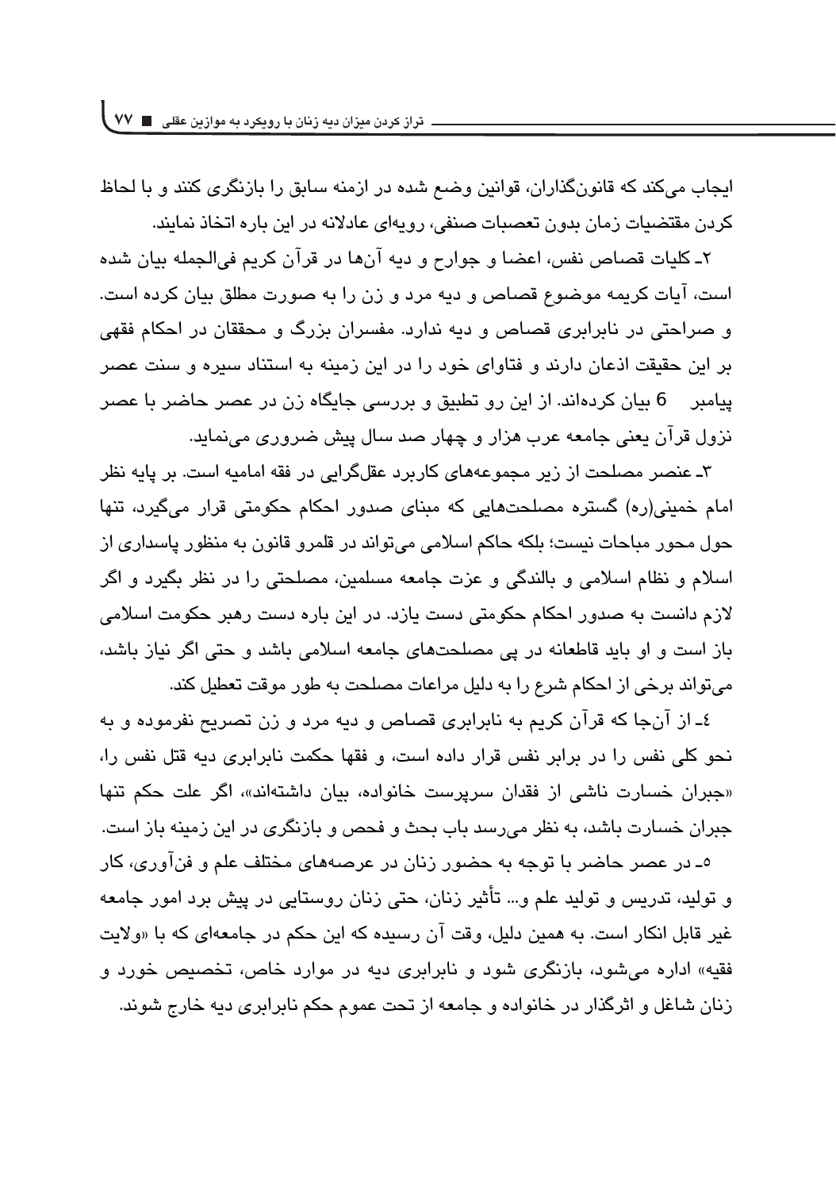ایجاب می‌کند که قانون‌گذاران، قوانین وضع شده در ازمنه سابق را با بازنگری کنند و با لحاظ کردن مقتضیات زمان بدون تعصبات صنفی، رویه‌ای عادلانه در این باره اتخاذ نمایند.

۲ـ کلیات قصاص نفس، اعضا و جوارح و دیه آن‌ها در قرآن کریم فی‌الجمله بیان شده است، آیات کریمه موضوع قصاص و دیه مرد و زن را به صورت مطلق بیان کرده است. و صراحتی در نابرابری قصاص و دیه ندارد. مفسران بزرگ و محققان در احکام فقهی بر این حقیقت اذعان دارند و فتاوای خود را در این زمینه به استناد سیره و سنت عصر پیامبر 6 بیان کرده‌اند. از این رو تطبیق و بررسی جایگاه زن در عصر حاضر با عصر نزول قرآن یعنی جامعه عرب هزار و چهار صد سال پیش ضروری می‌نماید.

۳ـ عنصر مصلحت از زیر مجموعه‌های کاربرد عقل‌گرایی در فقه امامیه است. بر پایه نظر امام خمینی(ره) گستره مصلحت‌هایی که مبنای صدور احکام حکومتی قرار می‌گیرد، تنها حول محور مباحات نیست؛ بلکه حاکم اسلامی می‌تواند در قلمرو قانون به منظور پاسداری از اسلام و نظام اسلامی و بالندگی و عزت جامعه مسلمین، مصلحتی را در نظر بگیرد و اگر لازم دانست به صدور احکام حکومتی دست یازد. در این باره دست رهبر حکومت اسلامی باز است و او باید قاطعانه در پی مصلحت‌های جامعه اسلامی باشد و حتی اگر نیاز باشد، می‌تواند برخی از احکام شرع را به دلیل مراعات مصلحت به طور موقت تعطیل کند.

٤ـ از آن‌جا که قرآن کریم به نابرابری قصاص و دیه مرد و زن تصریح نفرموده و به نحو کلی نفس را در برابر نفس قرار داده است، و فقها حکمت نابرابری دیه قتل نفس را، «جبران خسارت ناشی از فقدان سرپرست خانواده، بیان داشته‌اند»، اگر علت حکم تنها جبران خسارت باشد، به نظر می‌رسد باب بحث و فحص و بازنگری در این زمینه باز است.

٥ـ در عصر حاضر با توجه به حضور زنان در عرصه‌های مختلف علم و فن‌آوری، کار و تولید، تدریس و تولید علم و... تأثیر زنان، حتی زنان روستایی در پیش برد امور جامعه غیر قابل انکار است. به همین دلیل، وقت آن رسیده که این حکم در جامعه‌ای که با «ولایت فقیه» اداره می‌شود، بازنگری شود و نابرابری دیه در موارد خاص، تخصیص خورد و زنان شاغل و اثرگذار در خانواده و جامعه از تحت عموم حکم نابرابری دیه خارج شوند.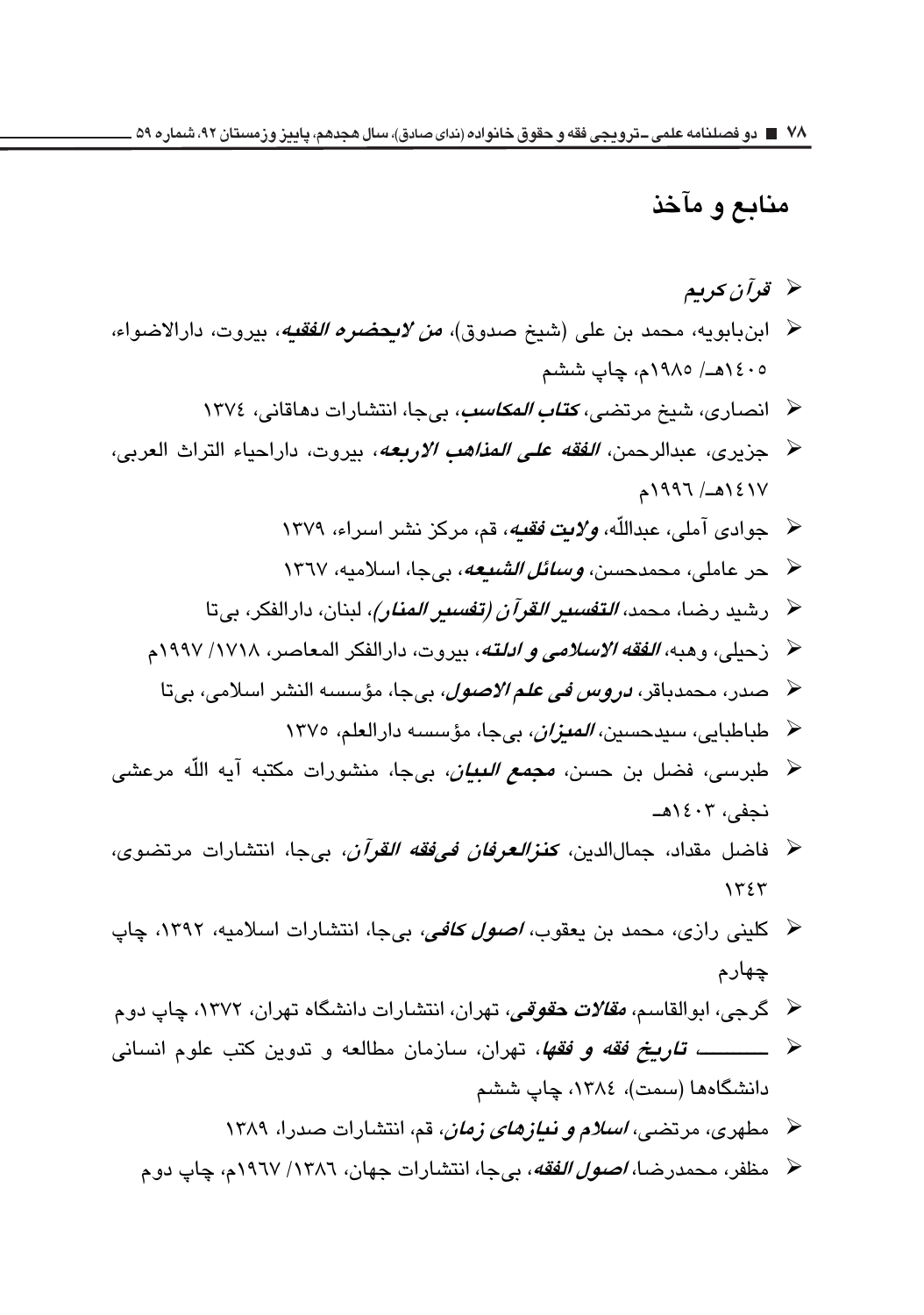## منابع و مآخذ

- *قرآن کریم*
- ابن‌بابویه، محمد بن علی (شیخ صدوق)، ***من لایحضره الفقیه***، بیروت، دارالاضواء، ۱۴۰۵هـ/ ۱۹۸۵م، چاپ ششم
- انصاری، شیخ مرتضی، ***کتاب المکاسب***، بی‌جا، انتشارات دهاقانی، ۱۳۷۴
- جزیری، عبدالرحمن، ***الفقه علی المذاهب الاربعه***، بیروت، داراحیاء التراث العربی، ۱۴۱۷هـ/ ۱۹۹۶م
- جوادی آملی، عبداللّه، ***ولایت فقیه***، قم، مرکز نشر اسراء، ۱۳۷۹
- حر عاملی، محمدحسن، ***وسائل الشیعه***، بی‌جا، اسلامیه، ۱۳۶۷
- رشید رضا، محمد، ***التفسیر القرآن (تفسیر المنار)***، لبنان، دارالفکر، بی‌تا
- زحیلی، وهبه، ***الفقه الاسلامی و ادلته***، بیروت، دارالفکر المعاصر، ۱۷۱۸/ ۱۹۹۷م
- صدر، محمدباقر، ***دروس فی علم الاصول***، بی‌جا، مؤسسه النشر اسلامی، بی‌تا
- طباطبایی، سیدحسین، ***المیزان***، بی‌جا، مؤسسه دارالعلم، ۱۳۷۵
- طبرسی، فضل بن حسن، ***مجمع البیان***، بی‌جا، منشورات مکتبه آیه اللّه مرعشی نجفی، ۱۴۰۳هـ
- فاضل مقداد، جمال‌الدین، ***کنزالعرفان فی‌فقه القرآن***، بی‌جا، انتشارات مرتضوی، ۱۳۴۳
- کلینی رازی، محمد بن یعقوب، ***اصول کافی***، بی‌جا، انتشارات اسلامیه، ۱۳۹۲، چاپ چهارم
- گرجی، ابوالقاسم، ***مقالات حقوقی***، تهران، انتشارات دانشگاه تهران، ۱۳۷۲، چاپ دوم
- ـــــــ ***تاریخ فقه و فقها***، تهران، سازمان مطالعه و تدوین کتب علوم انسانی دانشگاه‌ها (سمت)، ۱۳۸۴، چاپ ششم
- مطهری، مرتضی، ***اسلام و نیازهای زمان***، قم، انتشارات صدرا، ۱۳۸۹
- مظفر، محمدرضا، ***اصول الفقه***، بی‌جا، انتشارات جهان، ۱۳۸۶/ ۱۹۶۷م، چاپ دوم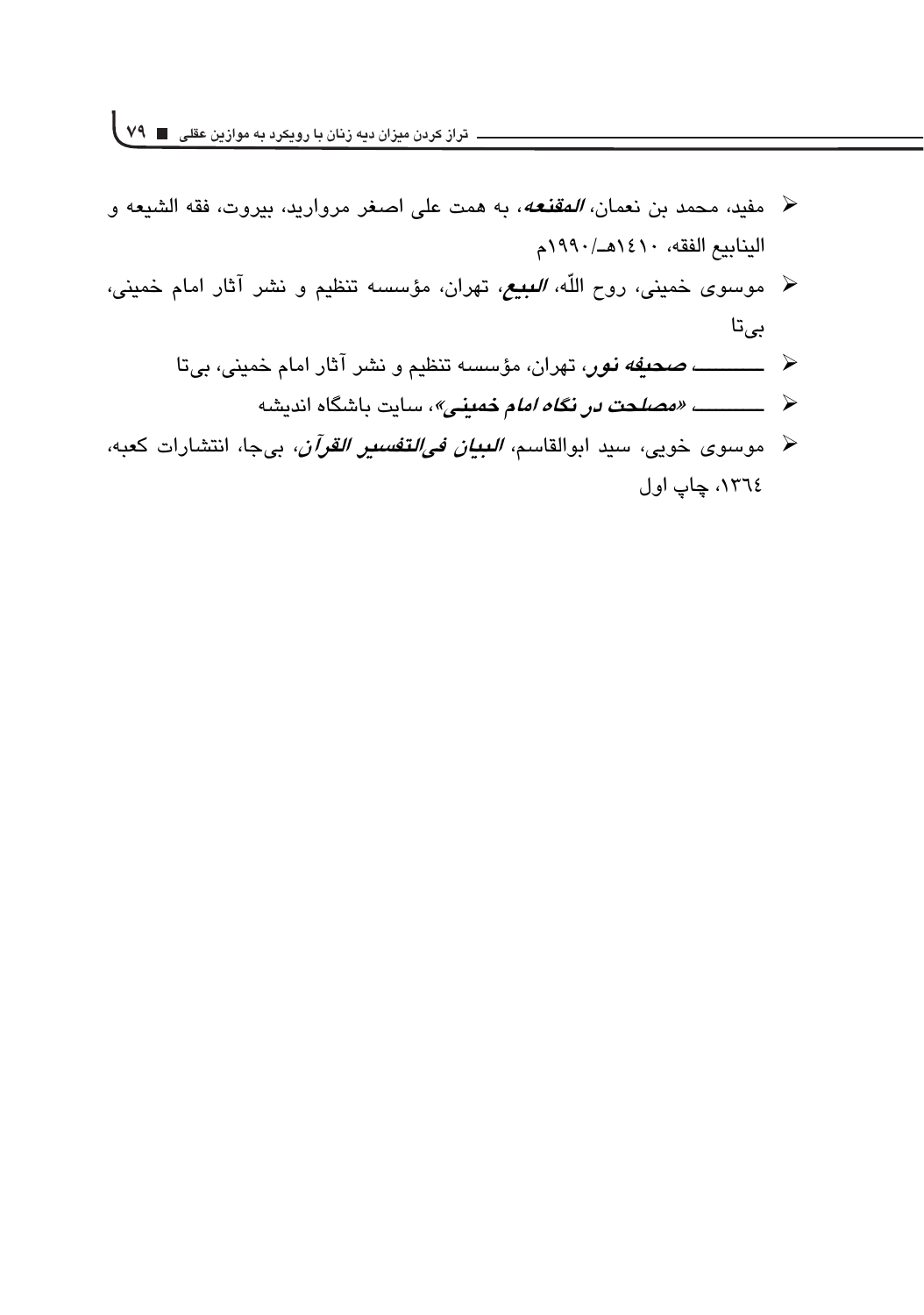- مفید، محمد بن نعمان، ***المقنعه***، به همت علی اصغر مروارید، بیروت، فقه الشیعه و الینابیع الفقه، ۱٤۱۰هـ/۱۹۹۰م
- موسوی خمینی، روح اللّه، ***البیع***، تهران، مؤسسه تنظیم و نشر آثار امام خمینی، بی‌تا
- ـــــــــ ***صحیفه نور***، تهران، مؤسسه تنظیم و نشر آثار امام خمینی، بی‌تا
- ـــــــــ ***«مصلحت در نگاه امام خمینی»***، سایت باشگاه اندیشه
- موسوی خویی، سید ابوالقاسم، ***البیان فی‌التفسیر القرآن***، بی‌جا، انتشارات کعبه، ۱۳٦٤، چاپ اول